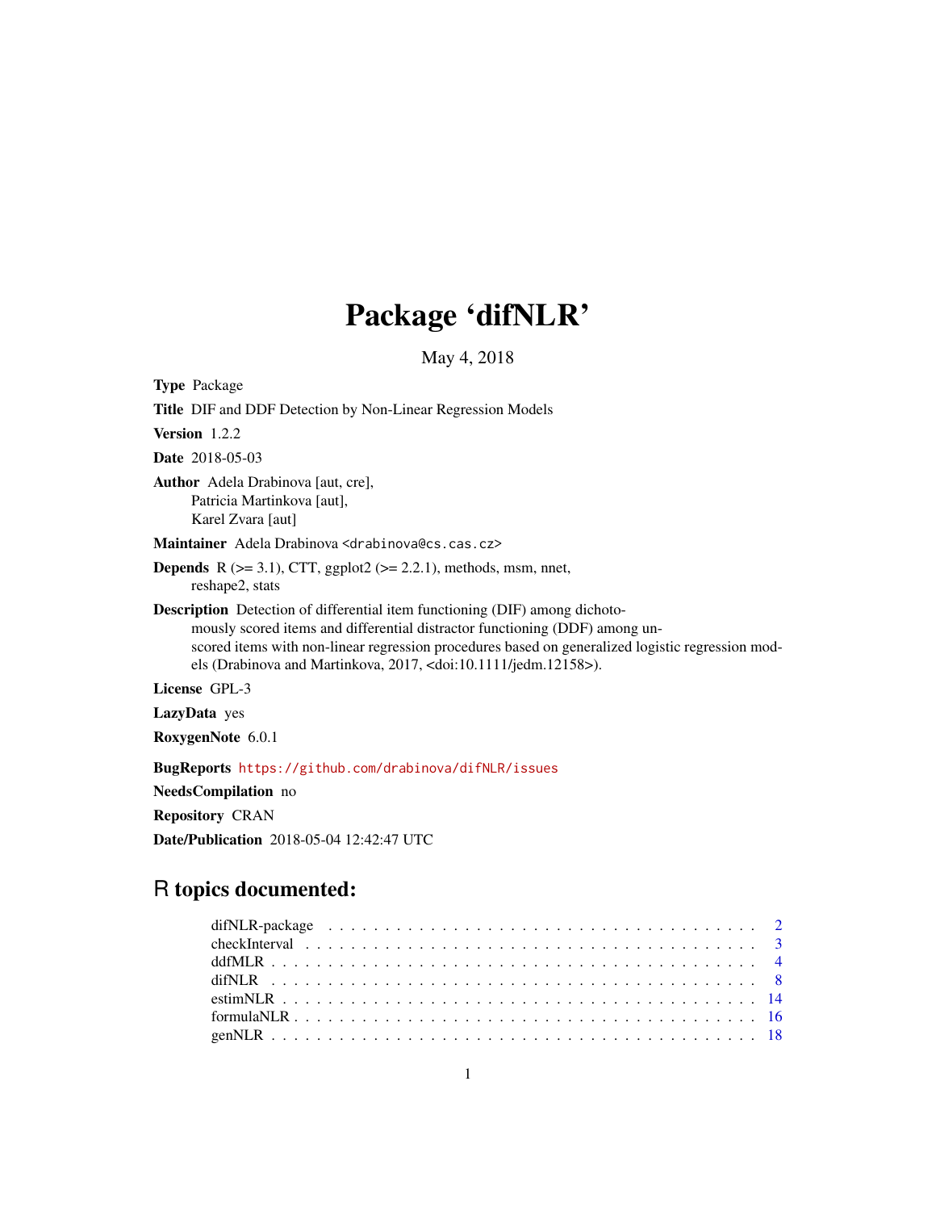# Package 'difNLR'

May 4, 2018

**Type** Package

**Title** DIF and DDF Detection by Non-Linear Regression Models

**Version** 1.2.2

**Date** 2018-05-03

**Author** Adela Drabinova [aut, cre],
Patricia Martinkova [aut],
Karel Zvara [aut]

**Maintainer** Adela Drabinova <drabinova@cs.cas.cz>

**Depends** R (>= 3.1), CTT, ggplot2 (>= 2.2.1), methods, msm, nnet, reshape2, stats

**Description** Detection of differential item functioning (DIF) among dichotomously scored items and differential distractor functioning (DDF) among unscored items with non-linear regression procedures based on generalized logistic regression models (Drabinova and Martinkova, 2017, <doi:10.1111/jedm.12158>).

**License** GPL-3

**LazyData** yes

**RoxygenNote** 6.0.1

**BugReports** https://github.com/drabinova/difNLR/issues

**NeedsCompilation** no

**Repository** CRAN

**Date/Publication** 2018-05-04 12:42:47 UTC

## R topics documented:

| | |
|---|---|
| difNLR-package | 2 |
| checkInterval | 3 |
| ddfMLR | 4 |
| difNLR | 8 |
| estimNLR | 14 |
| formulaNLR | 16 |
| genNLR | 18 |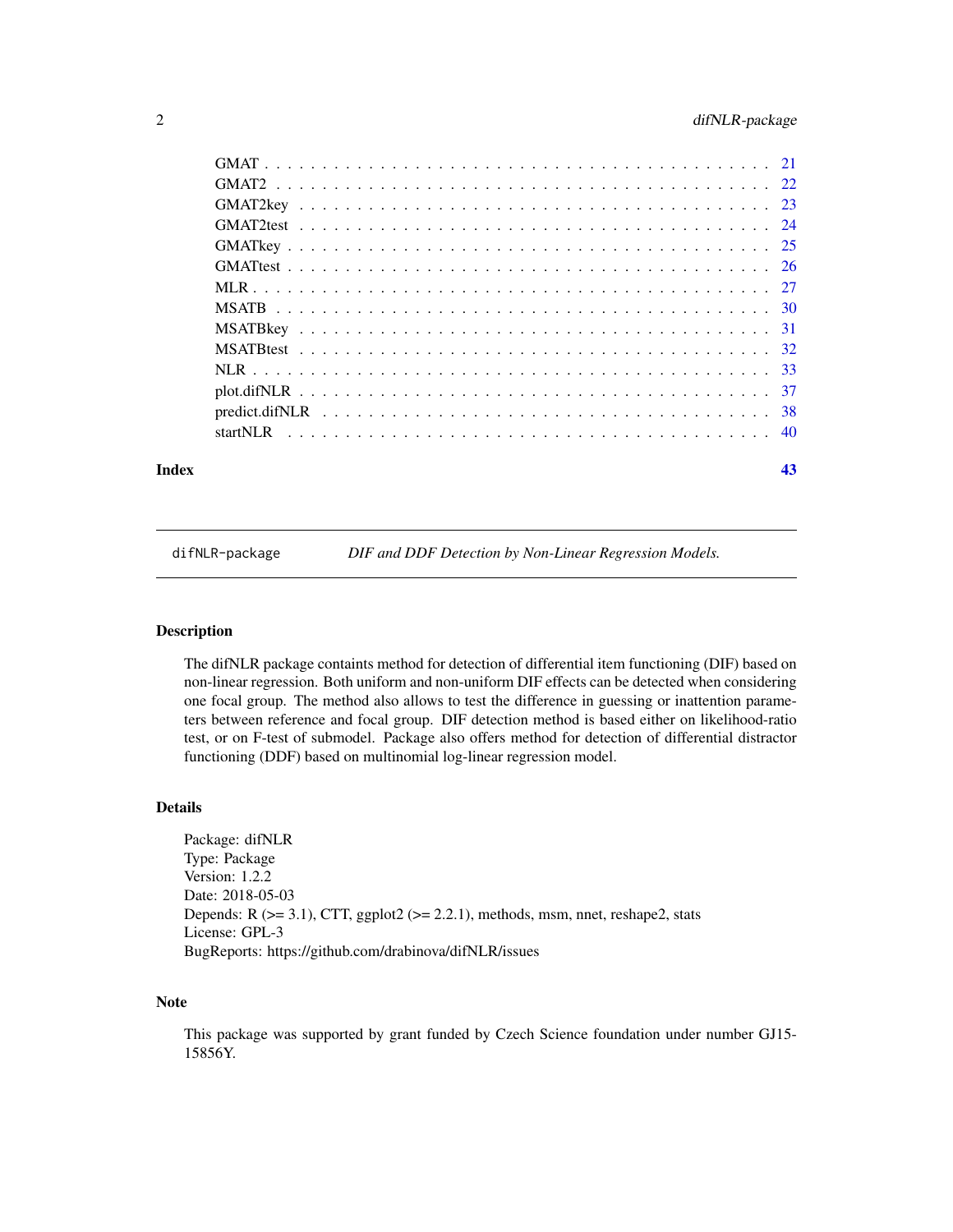GMAT . . . . . . . . . . . . . . . . . . . . . . . . . . . . . . . . . . . . . . . . 21
GMAT2 . . . . . . . . . . . . . . . . . . . . . . . . . . . . . . . . . . . . . . . . 22
GMAT2key . . . . . . . . . . . . . . . . . . . . . . . . . . . . . . . . . . . . . . 23
GMAT2test . . . . . . . . . . . . . . . . . . . . . . . . . . . . . . . . . . . . . . 24
GMATkey . . . . . . . . . . . . . . . . . . . . . . . . . . . . . . . . . . . . . . . 25
GMATtest . . . . . . . . . . . . . . . . . . . . . . . . . . . . . . . . . . . . . . . 26
MLR . . . . . . . . . . . . . . . . . . . . . . . . . . . . . . . . . . . . . . . . . 27
MSATB . . . . . . . . . . . . . . . . . . . . . . . . . . . . . . . . . . . . . . . . 30
MSATBkey . . . . . . . . . . . . . . . . . . . . . . . . . . . . . . . . . . . . . . 31
MSATBtest . . . . . . . . . . . . . . . . . . . . . . . . . . . . . . . . . . . . . . 32
NLR . . . . . . . . . . . . . . . . . . . . . . . . . . . . . . . . . . . . . . . . . 33
plot.difNLR . . . . . . . . . . . . . . . . . . . . . . . . . . . . . . . . . . . . . . 37
predict.difNLR . . . . . . . . . . . . . . . . . . . . . . . . . . . . . . . . . . . . 38
startNLR . . . . . . . . . . . . . . . . . . . . . . . . . . . . . . . . . . . . . . . 40

**Index** **43**

---

# difNLR-package — *DIF and DDF Detection by Non-Linear Regression Models.*

---

## Description

The difNLR package containts method for detection of differential item functioning (DIF) based on non-linear regression. Both uniform and non-uniform DIF effects can be detected when considering one focal group. The method also allows to test the difference in guessing or inattention parameters between reference and focal group. DIF detection method is based either on likelihood-ratio test, or on F-test of submodel. Package also offers method for detection of differential distractor functioning (DDF) based on multinomial log-linear regression model.

## Details

Package: difNLR
Type: Package
Version: 1.2.2
Date: 2018-05-03
Depends: R (>= 3.1), CTT, ggplot2 (>= 2.2.1), methods, msm, nnet, reshape2, stats
License: GPL-3
BugReports: https://github.com/drabinova/difNLR/issues

## Note

This package was supported by grant funded by Czech Science foundation under number GJ15-15856Y.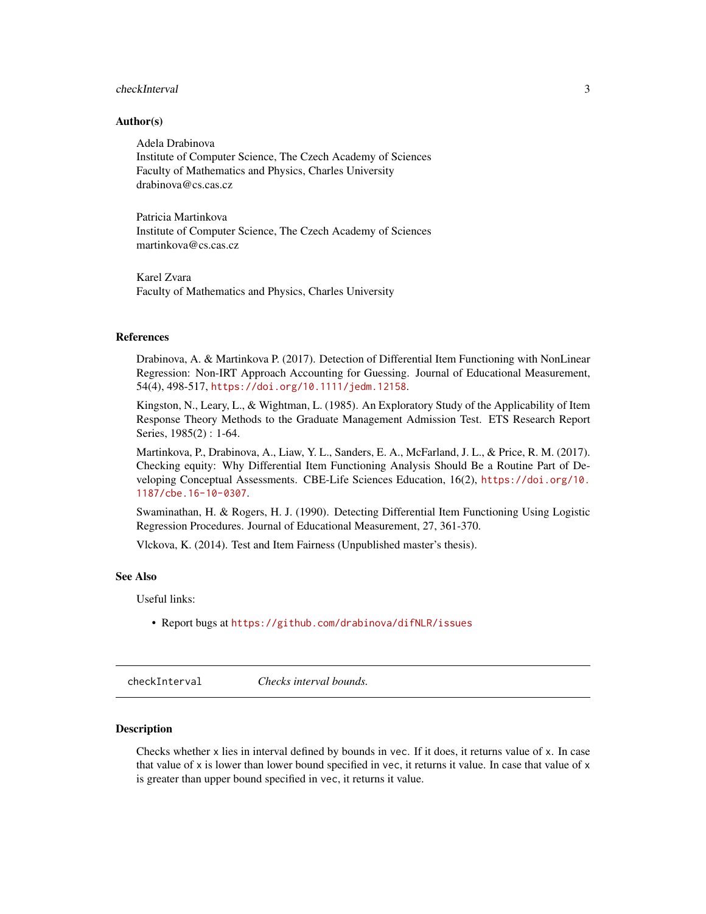### Author(s)

Adela Drabinova
Institute of Computer Science, The Czech Academy of Sciences
Faculty of Mathematics and Physics, Charles University
drabinova@cs.cas.cz

Patricia Martinkova
Institute of Computer Science, The Czech Academy of Sciences
martinkova@cs.cas.cz

Karel Zvara
Faculty of Mathematics and Physics, Charles University

### References

Drabinova, A. & Martinkova P. (2017). Detection of Differential Item Functioning with NonLinear Regression: Non-IRT Approach Accounting for Guessing. Journal of Educational Measurement, 54(4), 498-517, https://doi.org/10.1111/jedm.12158.

Kingston, N., Leary, L., & Wightman, L. (1985). An Exploratory Study of the Applicability of Item Response Theory Methods to the Graduate Management Admission Test. ETS Research Report Series, 1985(2) : 1-64.

Martinkova, P., Drabinova, A., Liaw, Y. L., Sanders, E. A., McFarland, J. L., & Price, R. M. (2017). Checking equity: Why Differential Item Functioning Analysis Should Be a Routine Part of Developing Conceptual Assessments. CBE-Life Sciences Education, 16(2), https://doi.org/10.1187/cbe.16-10-0307.

Swaminathan, H. & Rogers, H. J. (1990). Detecting Differential Item Functioning Using Logistic Regression Procedures. Journal of Educational Measurement, 27, 361-370.

Vlckova, K. (2014). Test and Item Fairness (Unpublished master's thesis).

### See Also

Useful links:

- Report bugs at https://github.com/drabinova/difNLR/issues

---

## checkInterval — *Checks interval bounds.*

---

### Description

Checks whether `x` lies in interval defined by bounds in `vec`. If it does, it returns value of `x`. In case that value of `x` is lower than lower bound specified in `vec`, it returns it value. In case that value of `x` is greater than upper bound specified in `vec`, it returns it value.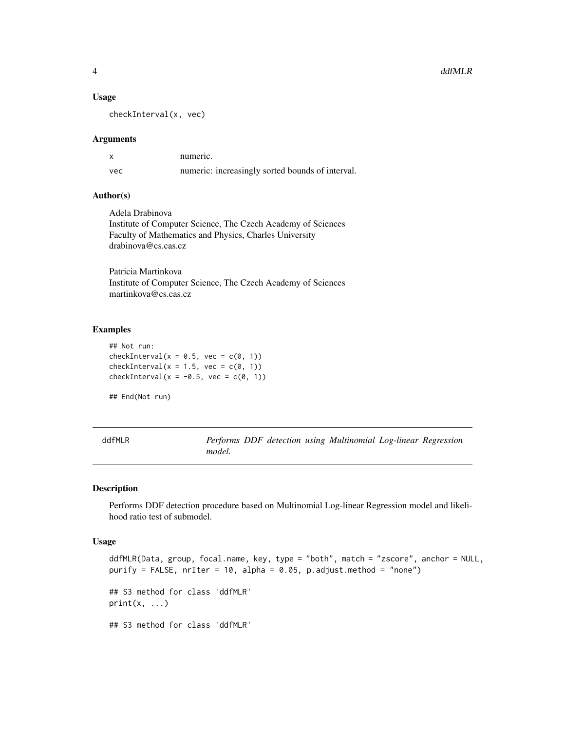### Usage

```
checkInterval(x, vec)
```

### Arguments

| | |
|---|---|
| x | numeric. |
| vec | numeric: increasingly sorted bounds of interval. |

### Author(s)

Adela Drabinova
Institute of Computer Science, The Czech Academy of Sciences
Faculty of Mathematics and Physics, Charles University
drabinova@cs.cas.cz

Patricia Martinkova
Institute of Computer Science, The Czech Academy of Sciences
martinkova@cs.cas.cz

### Examples

```
## Not run:
checkInterval(x = 0.5, vec = c(0, 1))
checkInterval(x = 1.5, vec = c(0, 1))
checkInterval(x = -0.5, vec = c(0, 1))

## End(Not run)
```

---

## ddfMLR — *Performs DDF detection using Multinomial Log-linear Regression model.*

---

### Description

Performs DDF detection procedure based on Multinomial Log-linear Regression model and likelihood ratio test of submodel.

### Usage

```
ddfMLR(Data, group, focal.name, key, type = "both", match = "zscore", anchor = NULL,
purify = FALSE, nrIter = 10, alpha = 0.05, p.adjust.method = "none")

## S3 method for class 'ddfMLR'
print(x, ...)

## S3 method for class 'ddfMLR'
```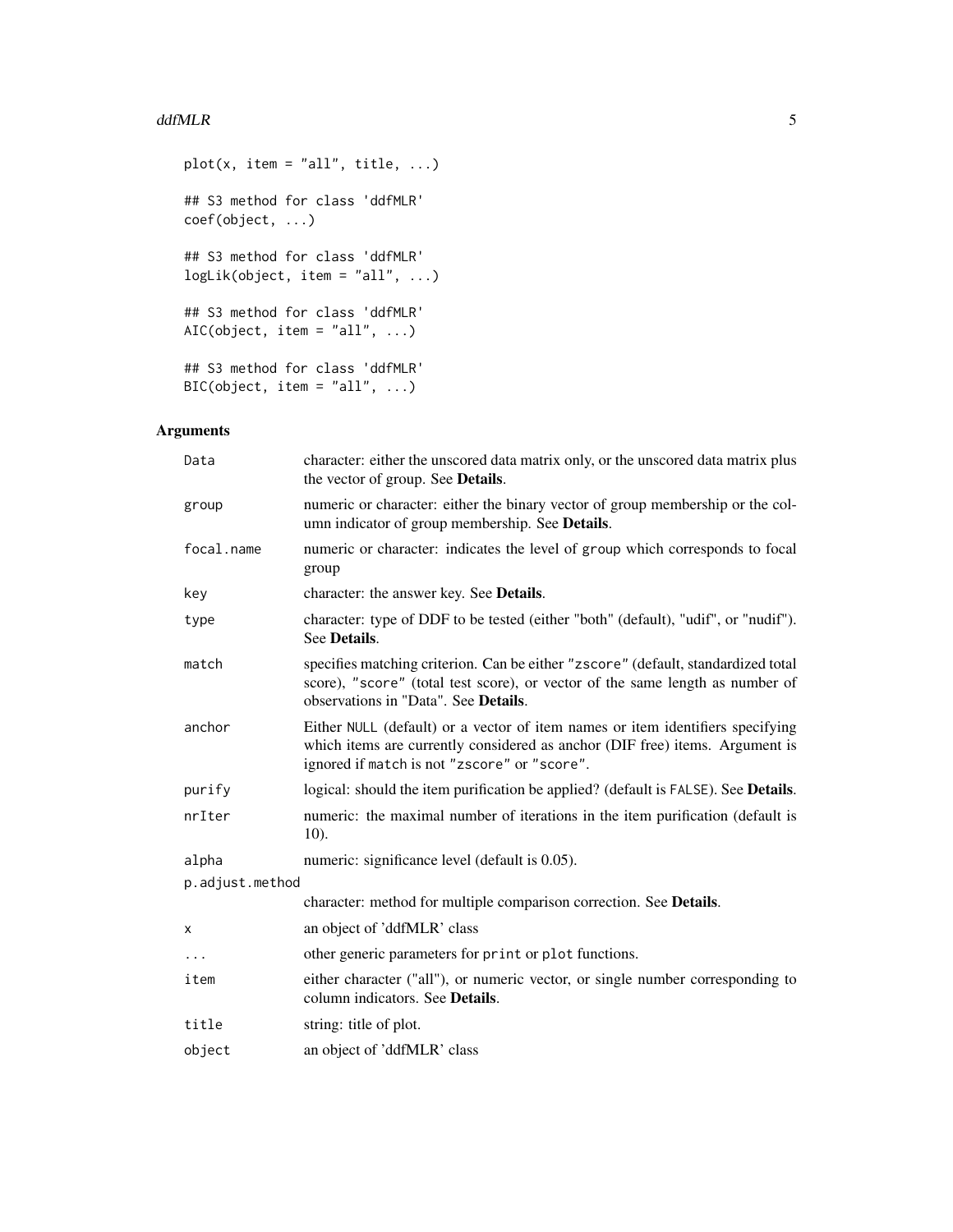```
plot(x, item = "all", title, ...)

## S3 method for class 'ddfMLR'
coef(object, ...)

## S3 method for class 'ddfMLR'
logLik(object, item = "all", ...)

## S3 method for class 'ddfMLR'
AIC(object, item = "all", ...)

## S3 method for class 'ddfMLR'
BIC(object, item = "all", ...)
```

## Arguments

| Argument | Description |
|---|---|
| `Data` | character: either the unscored data matrix only, or the unscored data matrix plus the vector of group. See **Details**. |
| `group` | numeric or character: either the binary vector of group membership or the column indicator of group membership. See **Details**. |
| `focal.name` | numeric or character: indicates the level of `group` which corresponds to focal group |
| `key` | character: the answer key. See **Details**. |
| `type` | character: type of DDF to be tested (either "both" (default), "udif", or "nudif"). See **Details**. |
| `match` | specifies matching criterion. Can be either `"zscore"` (default, standardized total score), `"score"` (total test score), or vector of the same length as number of observations in "Data". See **Details**. |
| `anchor` | Either `NULL` (default) or a vector of item names or item identifiers specifying which items are currently considered as anchor (DIF free) items. Argument is ignored if `match` is not `"zscore"` or `"score"`. |
| `purify` | logical: should the item purification be applied? (default is `FALSE`). See **Details**. |
| `nrIter` | numeric: the maximal number of iterations in the item purification (default is 10). |
| `alpha` | numeric: significance level (default is 0.05). |
| `p.adjust.method` | character: method for multiple comparison correction. See **Details**. |
| `x` | an object of 'ddfMLR' class |
| `...` | other generic parameters for `print` or `plot` functions. |
| `item` | either character ("all"), or numeric vector, or single number corresponding to column indicators. See **Details**. |
| `title` | string: title of plot. |
| `object` | an object of 'ddfMLR' class |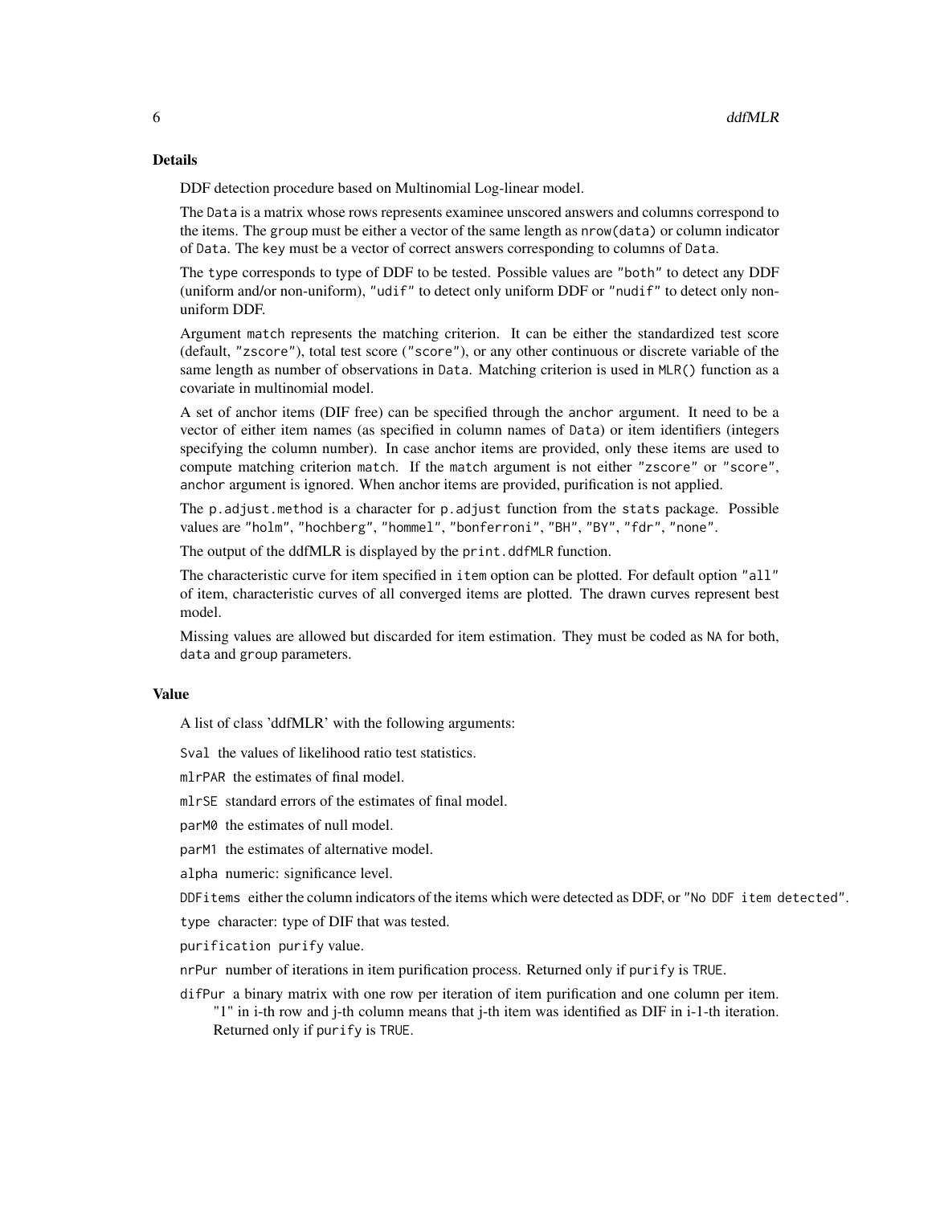## Details

DDF detection procedure based on Multinomial Log-linear model.

The Data is a matrix whose rows represents examinee unscored answers and columns correspond to the items. The group must be either a vector of the same length as nrow(data) or column indicator of Data. The key must be a vector of correct answers corresponding to columns of Data.

The type corresponds to type of DDF to be tested. Possible values are "both" to detect any DDF (uniform and/or non-uniform), "udif" to detect only uniform DDF or "nudif" to detect only non-uniform DDF.

Argument match represents the matching criterion. It can be either the standardized test score (default, "zscore"), total test score ("score"), or any other continuous or discrete variable of the same length as number of observations in Data. Matching criterion is used in MLR() function as a covariate in multinomial model.

A set of anchor items (DIF free) can be specified through the anchor argument. It need to be a vector of either item names (as specified in column names of Data) or item identifiers (integers specifying the column number). In case anchor items are provided, only these items are used to compute matching criterion match. If the match argument is not either "zscore" or "score", anchor argument is ignored. When anchor items are provided, purification is not applied.

The p.adjust.method is a character for p.adjust function from the stats package. Possible values are "holm", "hochberg", "hommel", "bonferroni", "BH", "BY", "fdr", "none".

The output of the ddfMLR is displayed by the print.ddfMLR function.

The characteristic curve for item specified in item option can be plotted. For default option "all" of item, characteristic curves of all converged items are plotted. The drawn curves represent best model.

Missing values are allowed but discarded for item estimation. They must be coded as NA for both, data and group parameters.

## Value

A list of class 'ddfMLR' with the following arguments:

Sval the values of likelihood ratio test statistics.

mlrPAR the estimates of final model.

mlrSE standard errors of the estimates of final model.

parM0 the estimates of null model.

parM1 the estimates of alternative model.

alpha numeric: significance level.

DDFitems either the column indicators of the items which were detected as DDF, or "No DDF item detected".

type character: type of DIF that was tested.

purification purify value.

nrPur number of iterations in item purification process. Returned only if purify is TRUE.

difPur a binary matrix with one row per iteration of item purification and one column per item. "1" in i-th row and j-th column means that j-th item was identified as DIF in i-1-th iteration. Returned only if purify is TRUE.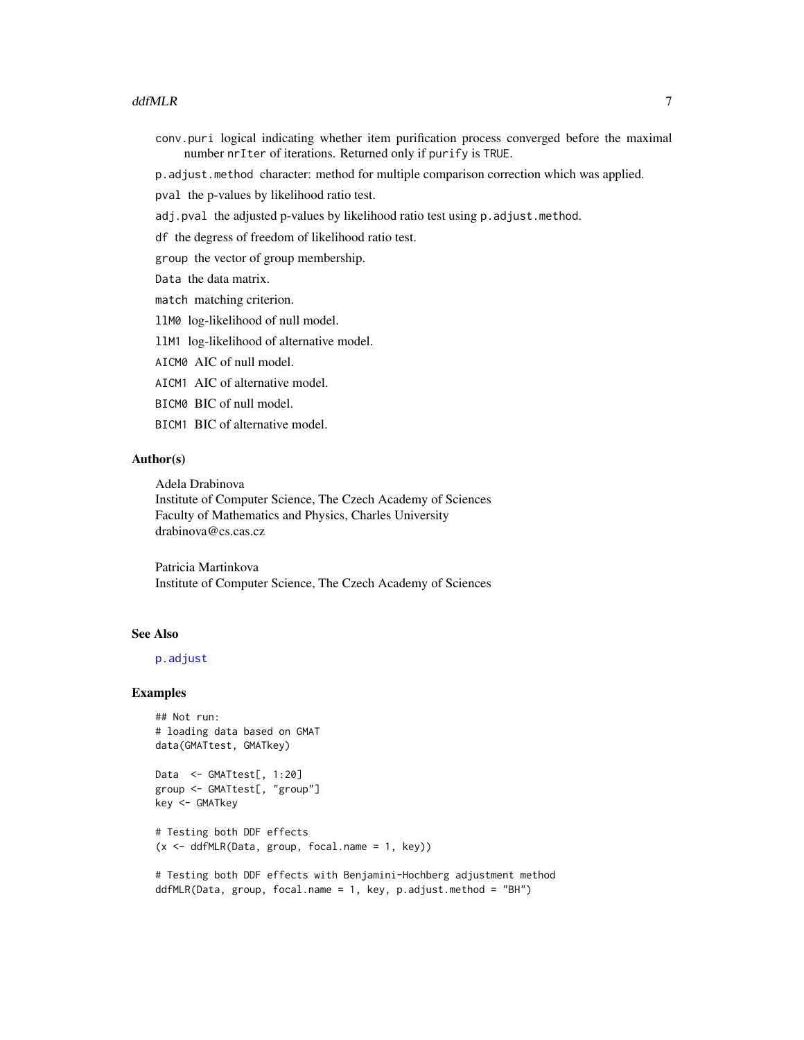`conv.puri` logical indicating whether item purification process converged before the maximal number `nrIter` of iterations. Returned only if `purify` is `TRUE`.

`p.adjust.method` character: method for multiple comparison correction which was applied.

`pval` the p-values by likelihood ratio test.

`adj.pval` the adjusted p-values by likelihood ratio test using `p.adjust.method`.

`df` the degress of freedom of likelihood ratio test.

`group` the vector of group membership.

`Data` the data matrix.

`match` matching criterion.

`llM0` log-likelihood of null model.

`llM1` log-likelihood of alternative model.

`AICM0` AIC of null model.

`AICM1` AIC of alternative model.

`BICM0` BIC of null model.

`BICM1` BIC of alternative model.

## Author(s)

Adela Drabinova
Institute of Computer Science, The Czech Academy of Sciences
Faculty of Mathematics and Physics, Charles University
drabinova@cs.cas.cz

Patricia Martinkova
Institute of Computer Science, The Czech Academy of Sciences

## See Also

`p.adjust`

## Examples

```
## Not run:
# loading data based on GMAT
data(GMATtest, GMATkey)

Data  <- GMATtest[, 1:20]
group <- GMATtest[, "group"]
key <- GMATkey

# Testing both DDF effects
(x <- ddfMLR(Data, group, focal.name = 1, key))

# Testing both DDF effects with Benjamini-Hochberg adjustment method
ddfMLR(Data, group, focal.name = 1, key, p.adjust.method = "BH")
```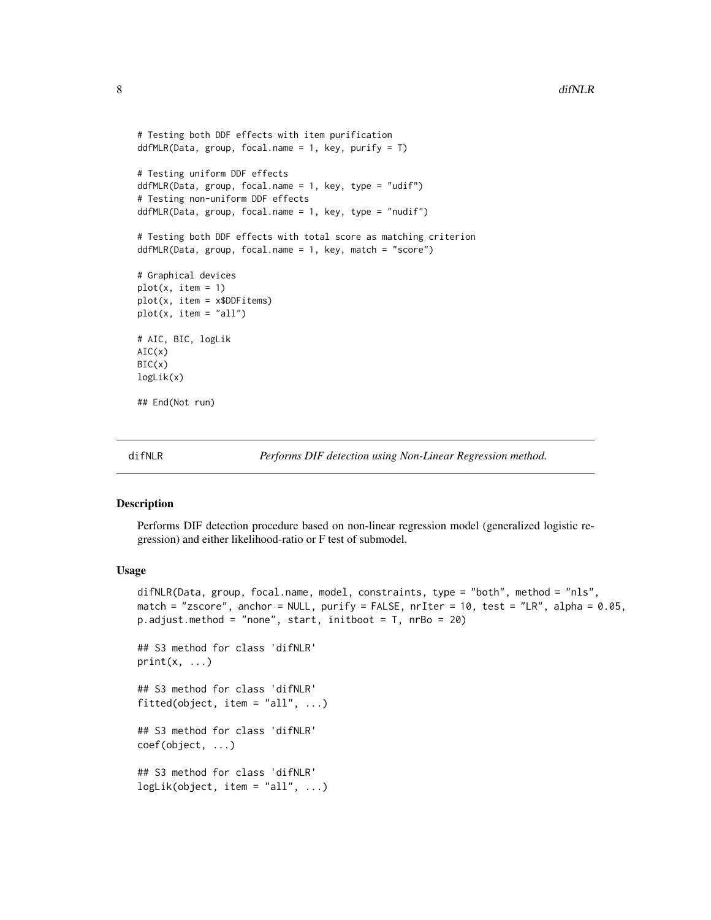```
# Testing both DDF effects with item purification
ddfMLR(Data, group, focal.name = 1, key, purify = T)

# Testing uniform DDF effects
ddfMLR(Data, group, focal.name = 1, key, type = "udif")
# Testing non-uniform DDF effects
ddfMLR(Data, group, focal.name = 1, key, type = "nudif")

# Testing both DDF effects with total score as matching criterion
ddfMLR(Data, group, focal.name = 1, key, match = "score")

# Graphical devices
plot(x, item = 1)
plot(x, item = x$DDFitems)
plot(x, item = "all")

# AIC, BIC, logLik
AIC(x)
BIC(x)
logLik(x)

## End(Not run)
```

---

## difNLR — *Performs DIF detection using Non-Linear Regression method.*

### Description

Performs DIF detection procedure based on non-linear regression model (generalized logistic regression) and either likelihood-ratio or F test of submodel.

### Usage

```
difNLR(Data, group, focal.name, model, constraints, type = "both", method = "nls",
match = "zscore", anchor = NULL, purify = FALSE, nrIter = 10, test = "LR", alpha = 0.05,
p.adjust.method = "none", start, initboot = T, nrBo = 20)

## S3 method for class 'difNLR'
print(x, ...)

## S3 method for class 'difNLR'
fitted(object, item = "all", ...)

## S3 method for class 'difNLR'
coef(object, ...)

## S3 method for class 'difNLR'
logLik(object, item = "all", ...)
```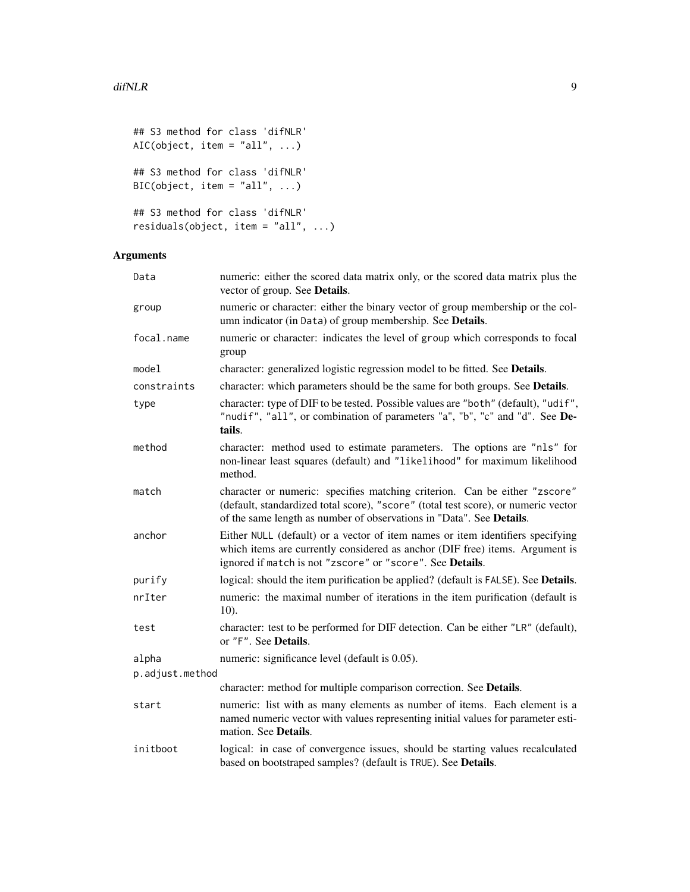```
## S3 method for class 'difNLR'
AIC(object, item = "all", ...)

## S3 method for class 'difNLR'
BIC(object, item = "all", ...)

## S3 method for class 'difNLR'
residuals(object, item = "all", ...)
```

## Arguments

| | |
|---|---|
| `Data` | numeric: either the scored data matrix only, or the scored data matrix plus the vector of group. See **Details**. |
| `group` | numeric or character: either the binary vector of group membership or the column indicator (in `Data`) of group membership. See **Details**. |
| `focal.name` | numeric or character: indicates the level of `group` which corresponds to focal group |
| `model` | character: generalized logistic regression model to be fitted. See **Details**. |
| `constraints` | character: which parameters should be the same for both groups. See **Details**. |
| `type` | character: type of DIF to be tested. Possible values are `"both"` (default), `"udif"`, `"nudif"`, `"all"`, or combination of parameters "a", "b", "c" and "d". See **Details**. |
| `method` | character: method used to estimate parameters. The options are `"nls"` for non-linear least squares (default) and `"likelihood"` for maximum likelihood method. |
| `match` | character or numeric: specifies matching criterion. Can be either `"zscore"` (default, standardized total score), `"score"` (total test score), or numeric vector of the same length as number of observations in "Data". See **Details**. |
| `anchor` | Either `NULL` (default) or a vector of item names or item identifiers specifying which items are currently considered as anchor (DIF free) items. Argument is ignored if `match` is not `"zscore"` or `"score"`. See **Details**. |
| `purify` | logical: should the item purification be applied? (default is `FALSE`). See **Details**. |
| `nrIter` | numeric: the maximal number of iterations in the item purification (default is 10). |
| `test` | character: test to be performed for DIF detection. Can be either `"LR"` (default), or `"F"`. See **Details**. |
| `alpha` | numeric: significance level (default is 0.05). |
| `p.adjust.method` | character: method for multiple comparison correction. See **Details**. |
| `start` | numeric: list with as many elements as number of items. Each element is a named numeric vector with values representing initial values for parameter estimation. See **Details**. |
| `initboot` | logical: in case of convergence issues, should be starting values recalculated based on bootstraped samples? (default is `TRUE`). See **Details**. |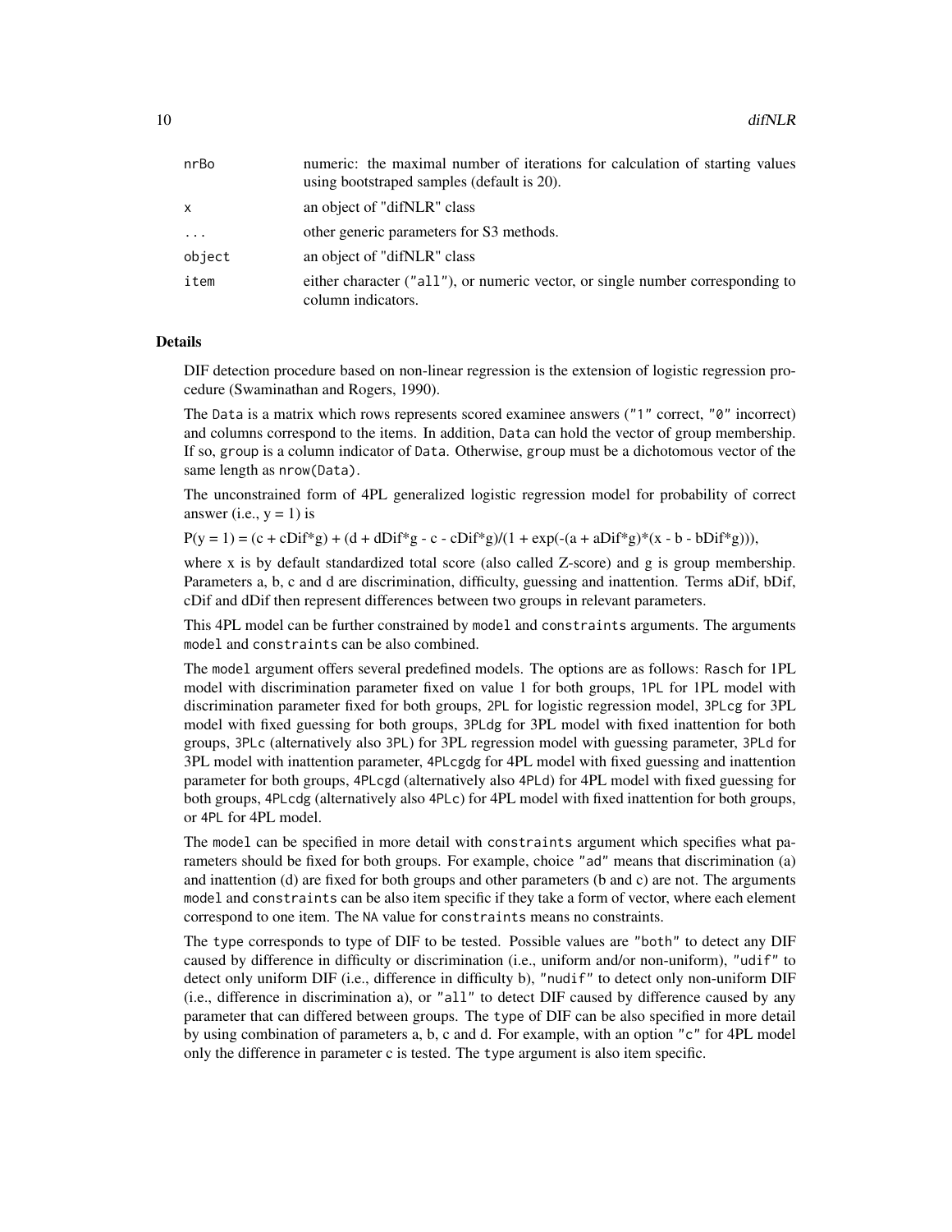| | |
|---|---|
| nrBo | numeric: the maximal number of iterations for calculation of starting values using bootstraped samples (default is 20). |
| x | an object of "difNLR" class |
| ... | other generic parameters for S3 methods. |
| object | an object of "difNLR" class |
| item | either character ("all"), or numeric vector, or single number corresponding to column indicators. |

## Details

DIF detection procedure based on non-linear regression is the extension of logistic regression procedure (Swaminathan and Rogers, 1990).

The `Data` is a matrix which rows represents scored examinee answers ("1" correct, "0" incorrect) and columns correspond to the items. In addition, `Data` can hold the vector of group membership. If so, `group` is a column indicator of `Data`. Otherwise, `group` must be a dichotomous vector of the same length as `nrow(Data)`.

The unconstrained form of 4PL generalized logistic regression model for probability of correct answer (i.e., y = 1) is

P(y = 1) = (c + cDif*g) + (d + dDif*g - c - cDif*g)/(1 + exp(-(a + aDif*g)*(x - b - bDif*g))),

where x is by default standardized total score (also called Z-score) and g is group membership. Parameters a, b, c and d are discrimination, difficulty, guessing and inattention. Terms aDif, bDif, cDif and dDif then represent differences between two groups in relevant parameters.

This 4PL model can be further constrained by `model` and `constraints` arguments. The arguments `model` and `constraints` can be also combined.

The `model` argument offers several predefined models. The options are as follows: `Rasch` for 1PL model with discrimination parameter fixed on value 1 for both groups, `1PL` for 1PL model with discrimination parameter fixed for both groups, `2PL` for logistic regression model, `3PLcg` for 3PL model with fixed guessing for both groups, `3PLdg` for 3PL model with fixed inattention for both groups, `3PLc` (alternatively also `3PL`) for 3PL regression model with guessing parameter, `3PLd` for 3PL model with inattention parameter, `4PLcgdg` for 4PL model with fixed guessing and inattention parameter for both groups, `4PLcgd` (alternatively also `4PLd`) for 4PL model with fixed guessing for both groups, `4PLcdg` (alternatively also `4PLc`) for 4PL model with fixed inattention for both groups, or `4PL` for 4PL model.

The `model` can be specified in more detail with `constraints` argument which specifies what parameters should be fixed for both groups. For example, choice "ad" means that discrimination (a) and inattention (d) are fixed for both groups and other parameters (b and c) are not. The arguments `model` and `constraints` can be also item specific if they take a form of vector, where each element correspond to one item. The `NA` value for `constraints` means no constraints.

The `type` corresponds to type of DIF to be tested. Possible values are "both" to detect any DIF caused by difference in difficulty or discrimination (i.e., uniform and/or non-uniform), "udif" to detect only uniform DIF (i.e., difference in difficulty b), "nudif" to detect only non-uniform DIF (i.e., difference in discrimination a), or "all" to detect DIF caused by difference caused by any parameter that can differed between groups. The `type` of DIF can be also specified in more detail by using combination of parameters a, b, c and d. For example, with an option "c" for 4PL model only the difference in parameter c is tested. The `type` argument is also item specific.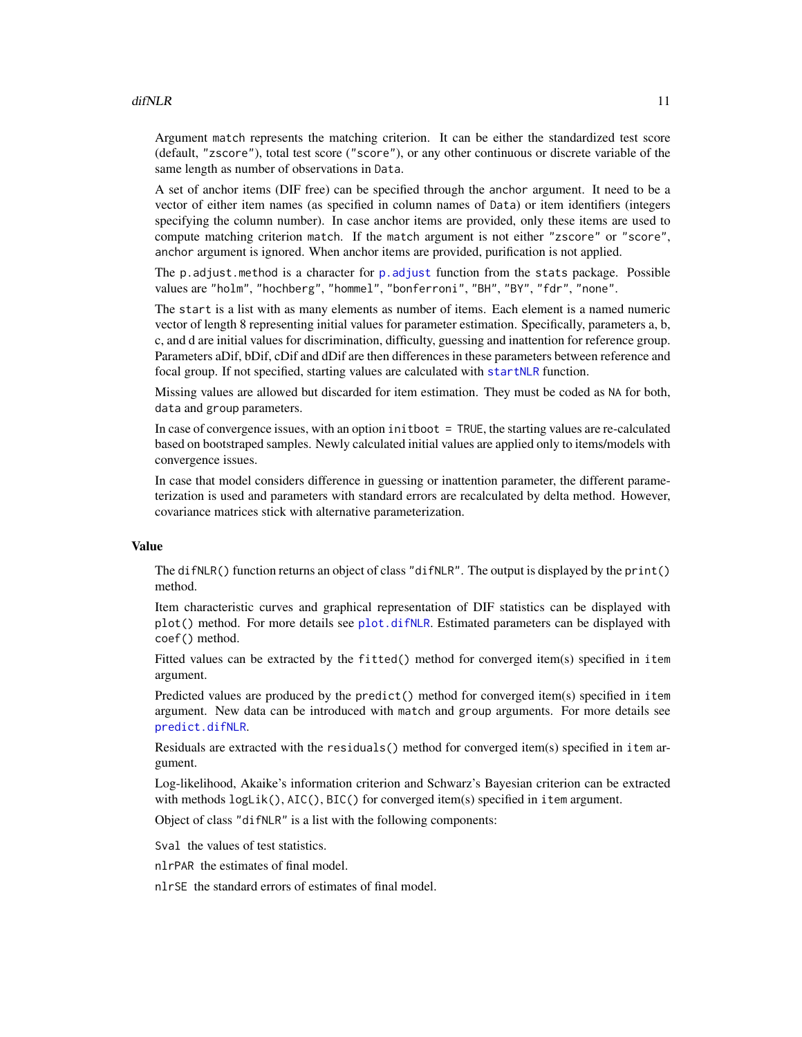Argument `match` represents the matching criterion. It can be either the standardized test score (default, `"zscore"`), total test score (`"score"`), or any other continuous or discrete variable of the same length as number of observations in `Data`.

A set of anchor items (DIF free) can be specified through the `anchor` argument. It need to be a vector of either item names (as specified in column names of `Data`) or item identifiers (integers specifying the column number). In case anchor items are provided, only these items are used to compute matching criterion `match`. If the `match` argument is not either `"zscore"` or `"score"`, `anchor` argument is ignored. When anchor items are provided, purification is not applied.

The `p.adjust.method` is a character for `p.adjust` function from the `stats` package. Possible values are `"holm"`, `"hochberg"`, `"hommel"`, `"bonferroni"`, `"BH"`, `"BY"`, `"fdr"`, `"none"`.

The `start` is a list with as many elements as number of items. Each element is a named numeric vector of length 8 representing initial values for parameter estimation. Specifically, parameters a, b, c, and d are initial values for discrimination, difficulty, guessing and inattention for reference group. Parameters aDif, bDif, cDif and dDif are then differences in these parameters between reference and focal group. If not specified, starting values are calculated with `startNLR` function.

Missing values are allowed but discarded for item estimation. They must be coded as `NA` for both, `data` and `group` parameters.

In case of convergence issues, with an option `initboot = TRUE`, the starting values are re-calculated based on bootstraped samples. Newly calculated initial values are applied only to items/models with convergence issues.

In case that model considers difference in guessing or inattention parameter, the different parameterization is used and parameters with standard errors are recalculated by delta method. However, covariance matrices stick with alternative parameterization.

## Value

The `difNLR()` function returns an object of class `"difNLR"`. The output is displayed by the `print()` method.

Item characteristic curves and graphical representation of DIF statistics can be displayed with `plot()` method. For more details see `plot.difNLR`. Estimated parameters can be displayed with `coef()` method.

Fitted values can be extracted by the `fitted()` method for converged item(s) specified in `item` argument.

Predicted values are produced by the `predict()` method for converged item(s) specified in `item` argument. New data can be introduced with `match` and `group` arguments. For more details see `predict.difNLR`.

Residuals are extracted with the `residuals()` method for converged item(s) specified in `item` argument.

Log-likelihood, Akaike's information criterion and Schwarz's Bayesian criterion can be extracted with methods `logLik()`, `AIC()`, `BIC()` for converged item(s) specified in `item` argument.

Object of class `"difNLR"` is a list with the following components:

`Sval` the values of test statistics.

`nlrPAR` the estimates of final model.

`nlrSE` the standard errors of estimates of final model.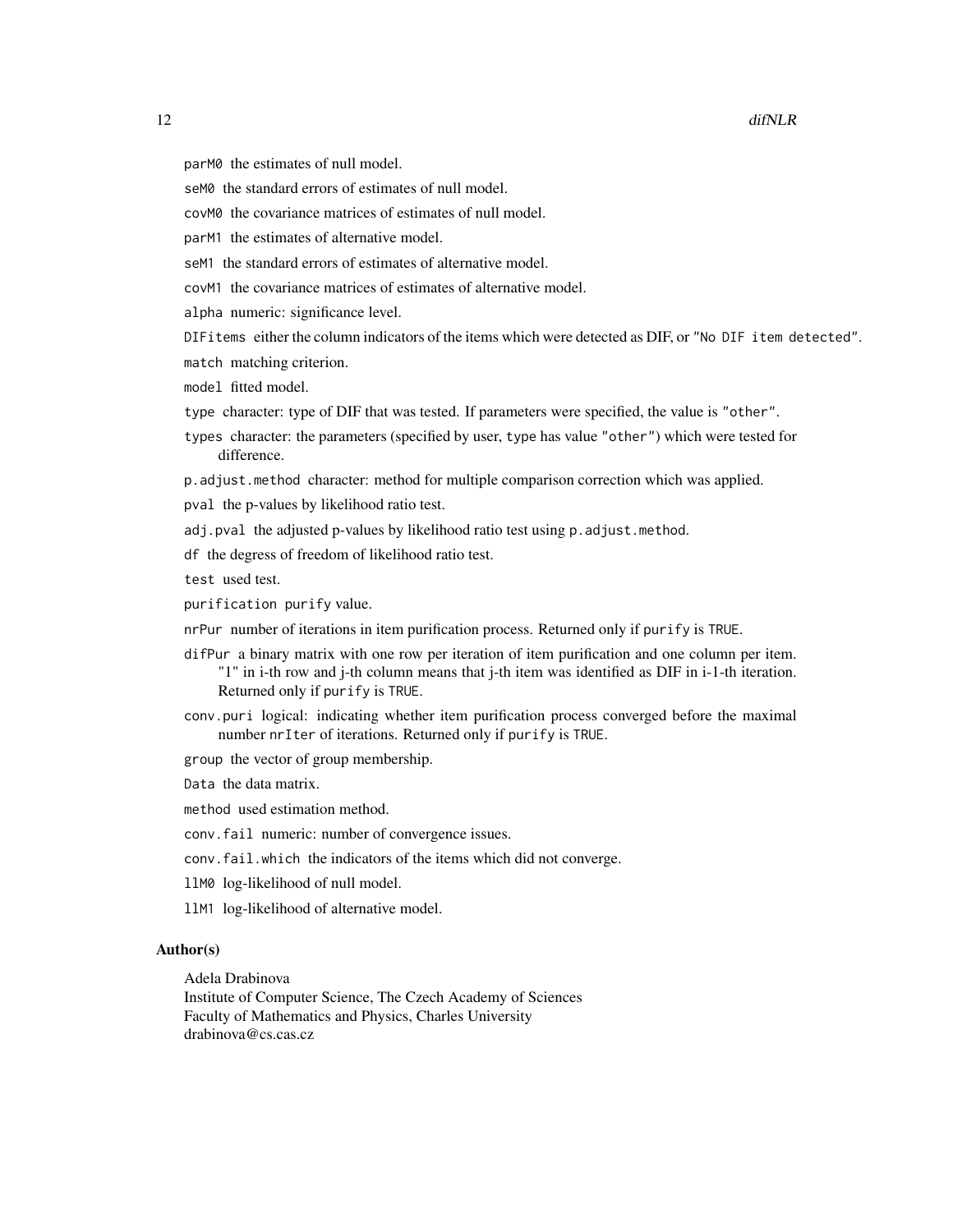`parM0` the estimates of null model.

`seM0` the standard errors of estimates of null model.

`covM0` the covariance matrices of estimates of null model.

`parM1` the estimates of alternative model.

`seM1` the standard errors of estimates of alternative model.

`covM1` the covariance matrices of estimates of alternative model.

`alpha` numeric: significance level.

`DIFitems` either the column indicators of the items which were detected as DIF, or `"No DIF item detected"`.

`match` matching criterion.

`model` fitted model.

`type` character: type of DIF that was tested. If parameters were specified, the value is `"other"`.

`types` character: the parameters (specified by user, `type` has value `"other"`) which were tested for difference.

`p.adjust.method` character: method for multiple comparison correction which was applied.

`pval` the p-values by likelihood ratio test.

`adj.pval` the adjusted p-values by likelihood ratio test using `p.adjust.method`.

`df` the degress of freedom of likelihood ratio test.

`test` used test.

`purification` `purify` value.

`nrPur` number of iterations in item purification process. Returned only if `purify` is `TRUE`.

`difPur` a binary matrix with one row per iteration of item purification and one column per item. "1" in i-th row and j-th column means that j-th item was identified as DIF in i-1-th iteration. Returned only if `purify` is `TRUE`.

`conv.puri` logical: indicating whether item purification process converged before the maximal number `nrIter` of iterations. Returned only if `purify` is `TRUE`.

`group` the vector of group membership.

`Data` the data matrix.

`method` used estimation method.

`conv.fail` numeric: number of convergence issues.

`conv.fail.which` the indicators of the items which did not converge.

`llM0` log-likelihood of null model.

`llM1` log-likelihood of alternative model.

## Author(s)

Adela Drabinova  
Institute of Computer Science, The Czech Academy of Sciences  
Faculty of Mathematics and Physics, Charles University  
drabinova@cs.cas.cz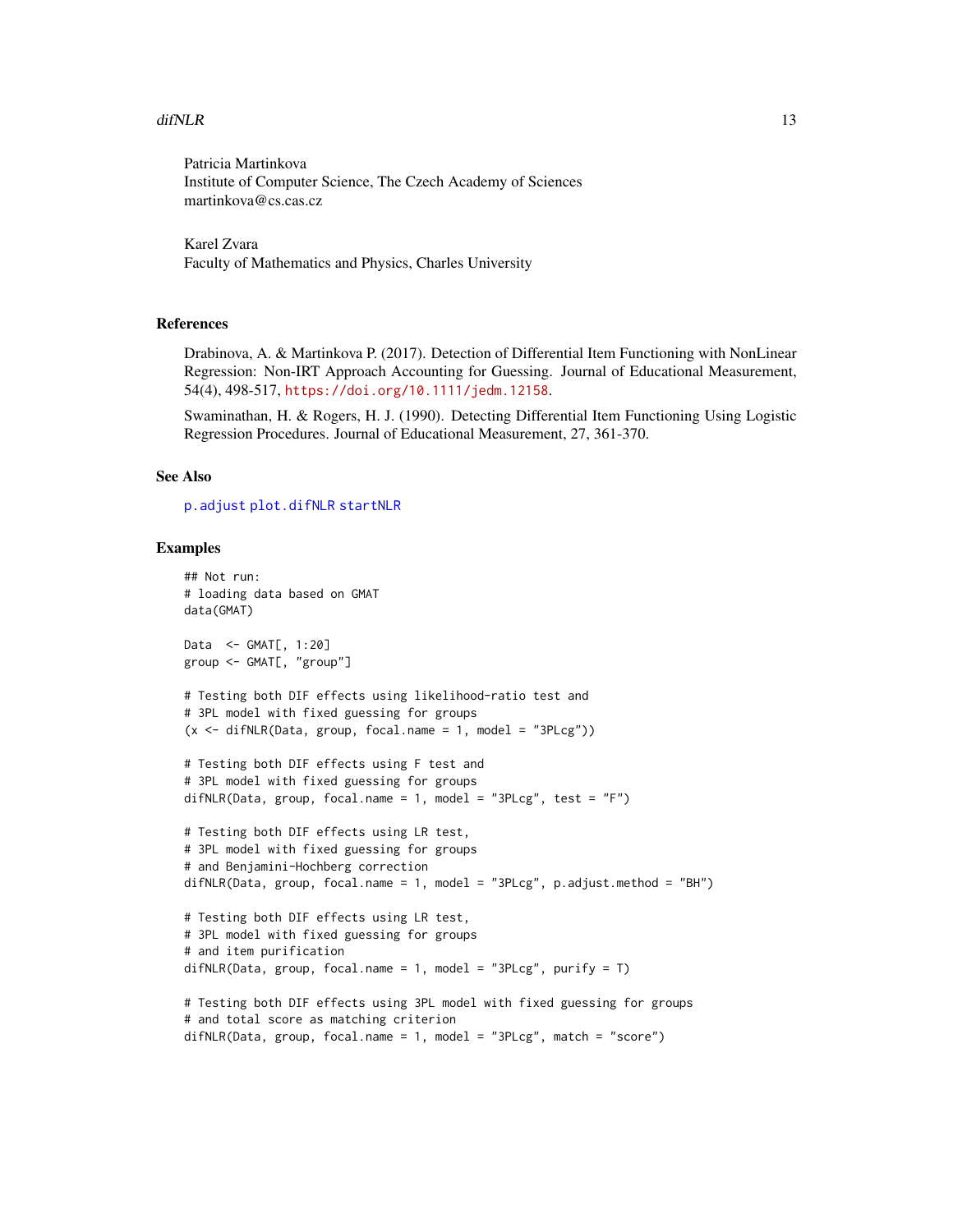Patricia Martinkova
Institute of Computer Science, The Czech Academy of Sciences
martinkova@cs.cas.cz

Karel Zvara
Faculty of Mathematics and Physics, Charles University

## References

Drabinova, A. & Martinkova P. (2017). Detection of Differential Item Functioning with NonLinear Regression: Non-IRT Approach Accounting for Guessing. Journal of Educational Measurement, 54(4), 498-517, https://doi.org/10.1111/jedm.12158.

Swaminathan, H. & Rogers, H. J. (1990). Detecting Differential Item Functioning Using Logistic Regression Procedures. Journal of Educational Measurement, 27, 361-370.

## See Also

p.adjust plot.difNLR startNLR

## Examples

```
## Not run:
# loading data based on GMAT
data(GMAT)

Data  <- GMAT[, 1:20]
group <- GMAT[, "group"]

# Testing both DIF effects using likelihood-ratio test and
# 3PL model with fixed guessing for groups
(x <- difNLR(Data, group, focal.name = 1, model = "3PLcg"))

# Testing both DIF effects using F test and
# 3PL model with fixed guessing for groups
difNLR(Data, group, focal.name = 1, model = "3PLcg", test = "F")

# Testing both DIF effects using LR test,
# 3PL model with fixed guessing for groups
# and Benjamini-Hochberg correction
difNLR(Data, group, focal.name = 1, model = "3PLcg", p.adjust.method = "BH")

# Testing both DIF effects using LR test,
# 3PL model with fixed guessing for groups
# and item purification
difNLR(Data, group, focal.name = 1, model = "3PLcg", purify = T)

# Testing both DIF effects using 3PL model with fixed guessing for groups
# and total score as matching criterion
difNLR(Data, group, focal.name = 1, model = "3PLcg", match = "score")
```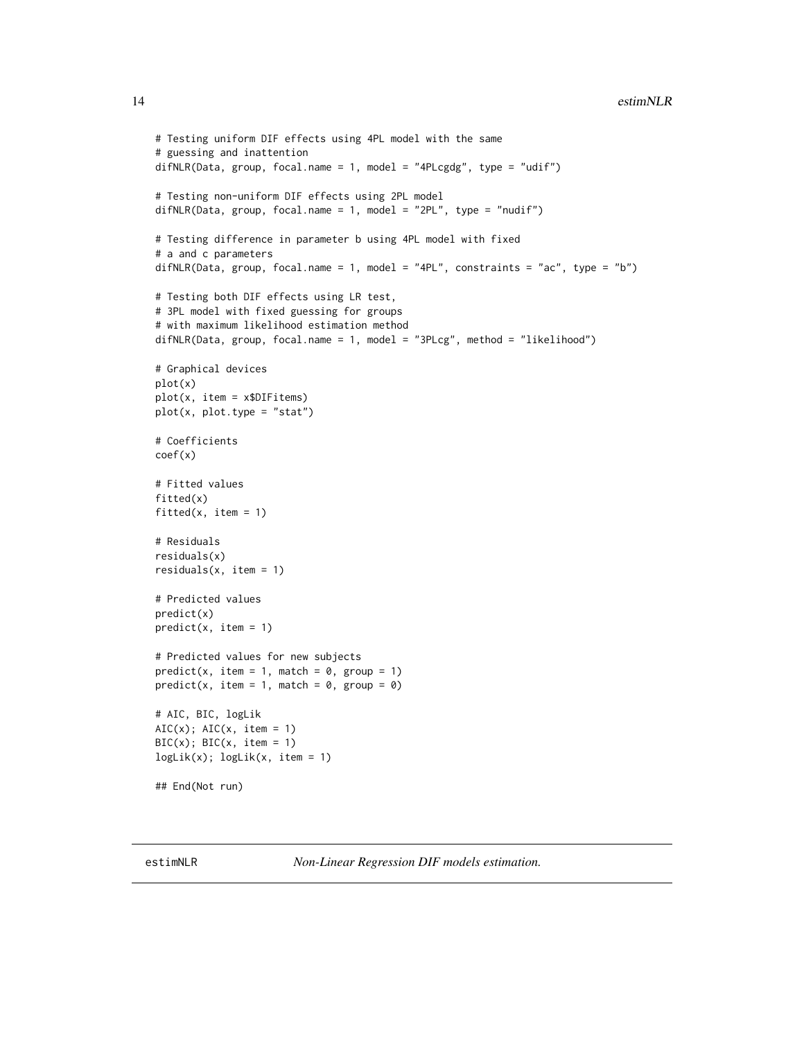```
# Testing uniform DIF effects using 4PL model with the same
# guessing and inattention
difNLR(Data, group, focal.name = 1, model = "4PLcgdg", type = "udif")

# Testing non-uniform DIF effects using 2PL model
difNLR(Data, group, focal.name = 1, model = "2PL", type = "nudif")

# Testing difference in parameter b using 4PL model with fixed
# a and c parameters
difNLR(Data, group, focal.name = 1, model = "4PL", constraints = "ac", type = "b")

# Testing both DIF effects using LR test,
# 3PL model with fixed guessing for groups
# with maximum likelihood estimation method
difNLR(Data, group, focal.name = 1, model = "3PLcg", method = "likelihood")

# Graphical devices
plot(x)
plot(x, item = x$DIFitems)
plot(x, plot.type = "stat")

# Coefficients
coef(x)

# Fitted values
fitted(x)
fitted(x, item = 1)

# Residuals
residuals(x)
residuals(x, item = 1)

# Predicted values
predict(x)
predict(x, item = 1)

# Predicted values for new subjects
predict(x, item = 1, match = 0, group = 1)
predict(x, item = 1, match = 0, group = 0)

# AIC, BIC, logLik
AIC(x); AIC(x, item = 1)
BIC(x); BIC(x, item = 1)
logLik(x); logLik(x, item = 1)

## End(Not run)
```

---

## estimNLR — *Non-Linear Regression DIF models estimation.*

---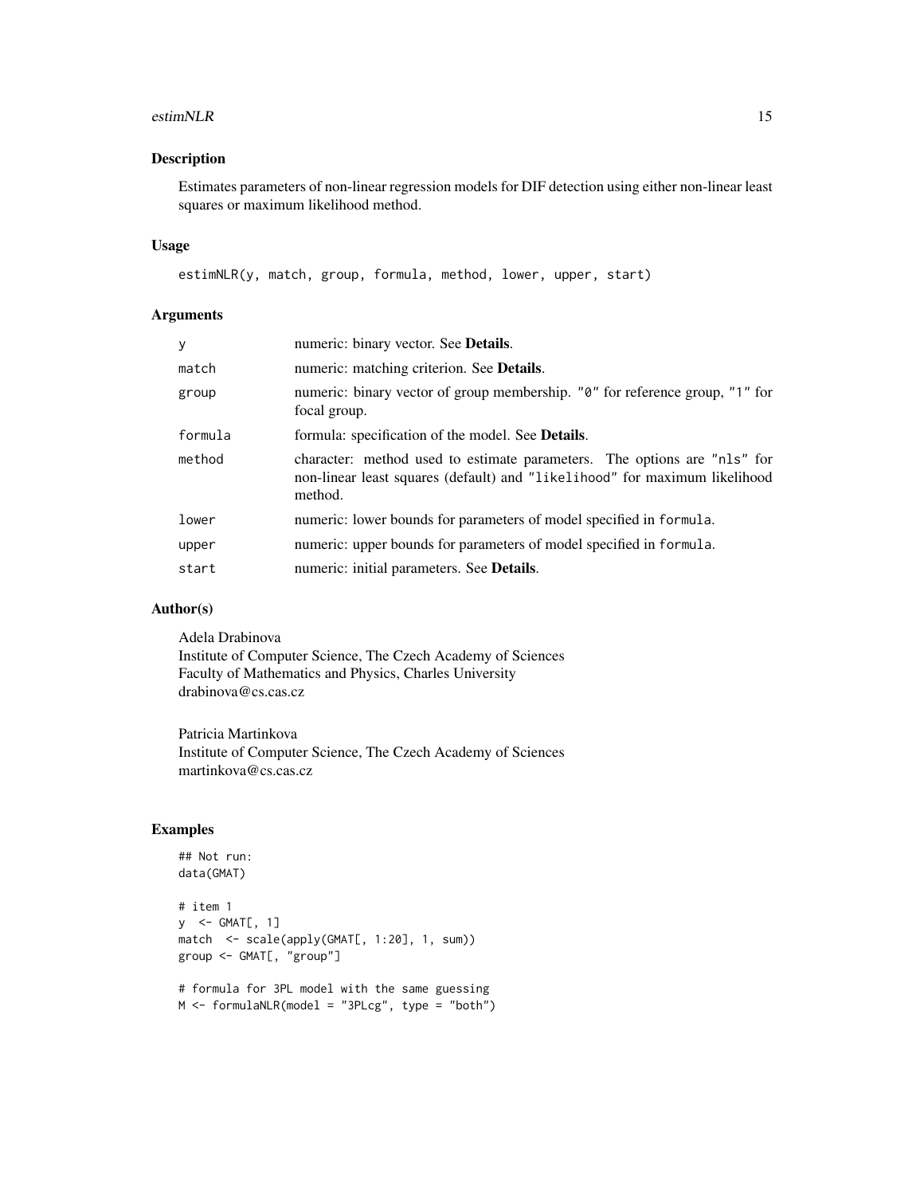## Description

Estimates parameters of non-linear regression models for DIF detection using either non-linear least squares or maximum likelihood method.

## Usage

```
estimNLR(y, match, group, formula, method, lower, upper, start)
```

## Arguments

| | |
|---|---|
| `y` | numeric: binary vector. See **Details**. |
| `match` | numeric: matching criterion. See **Details**. |
| `group` | numeric: binary vector of group membership. `"0"` for reference group, `"1"` for focal group. |
| `formula` | formula: specification of the model. See **Details**. |
| `method` | character: method used to estimate parameters. The options are `"nls"` for non-linear least squares (default) and `"likelihood"` for maximum likelihood method. |
| `lower` | numeric: lower bounds for parameters of model specified in `formula`. |
| `upper` | numeric: upper bounds for parameters of model specified in `formula`. |
| `start` | numeric: initial parameters. See **Details**. |

## Author(s)

Adela Drabinova
Institute of Computer Science, The Czech Academy of Sciences
Faculty of Mathematics and Physics, Charles University
drabinova@cs.cas.cz

Patricia Martinkova
Institute of Computer Science, The Czech Academy of Sciences
martinkova@cs.cas.cz

## Examples

```
## Not run:
data(GMAT)

# item 1
y  <- GMAT[, 1]
match  <- scale(apply(GMAT[, 1:20], 1, sum))
group <- GMAT[, "group"]

# formula for 3PL model with the same guessing
M <- formulaNLR(model = "3PLcg", type = "both")
```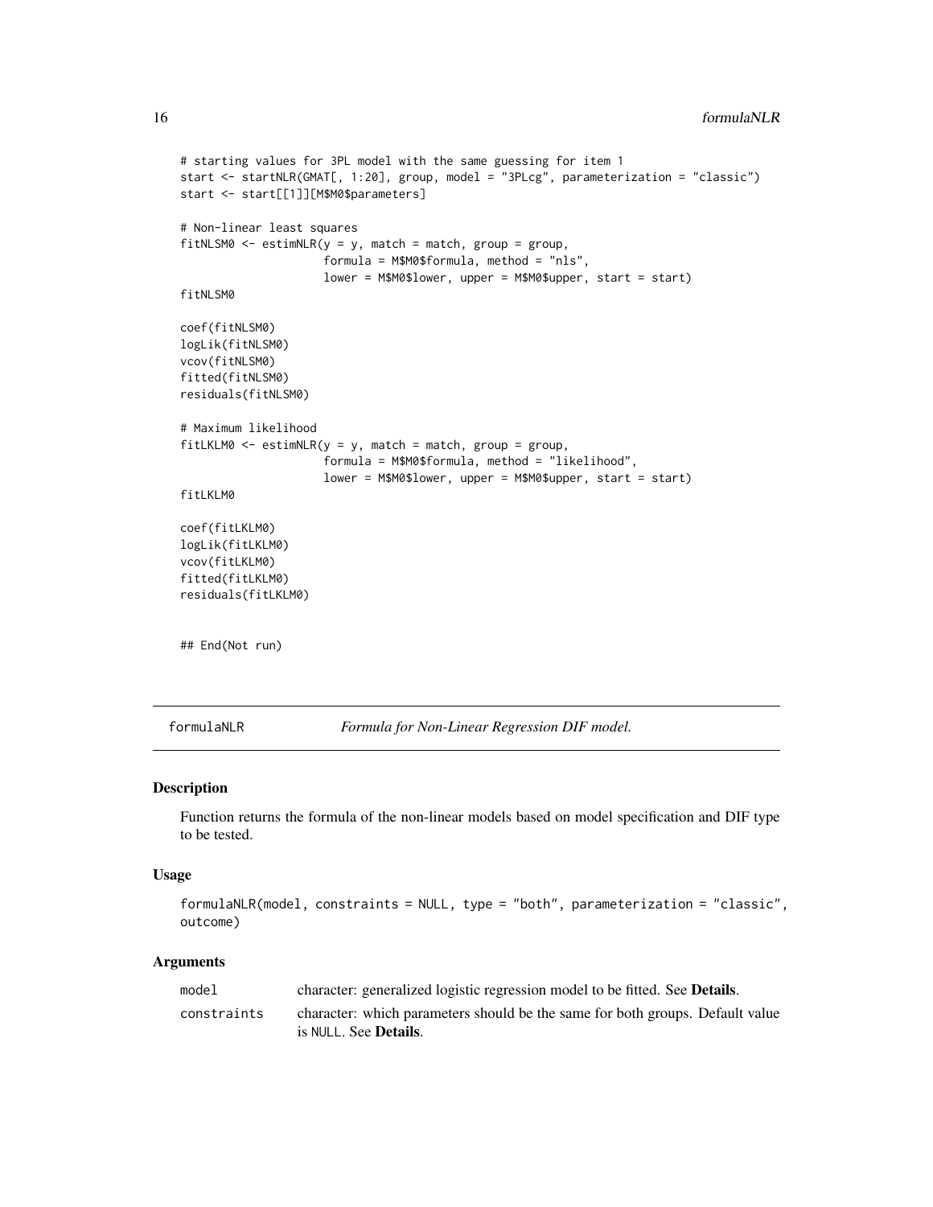```
# starting values for 3PL model with the same guessing for item 1
start <- startNLR(GMAT[, 1:20], group, model = "3PLcg", parameterization = "classic")
start <- start[[1]][M$M0$parameters]

# Non-linear least squares
fitNLSM0 <- estimNLR(y = y, match = match, group = group,
                     formula = M$M0$formula, method = "nls",
                     lower = M$M0$lower, upper = M$M0$upper, start = start)
fitNLSM0

coef(fitNLSM0)
logLik(fitNLSM0)
vcov(fitNLSM0)
fitted(fitNLSM0)
residuals(fitNLSM0)

# Maximum likelihood
fitLKLM0 <- estimNLR(y = y, match = match, group = group,
                     formula = M$M0$formula, method = "likelihood",
                     lower = M$M0$lower, upper = M$M0$upper, start = start)
fitLKLM0

coef(fitLKLM0)
logLik(fitLKLM0)
vcov(fitLKLM0)
fitted(fitLKLM0)
residuals(fitLKLM0)


## End(Not run)
```

## formulaNLR — *Formula for Non-Linear Regression DIF model.*

### Description

Function returns the formula of the non-linear models based on model specification and DIF type to be tested.

### Usage

```
formulaNLR(model, constraints = NULL, type = "both", parameterization = "classic",
outcome)
```

### Arguments

| | |
|---|---|
| model | character: generalized logistic regression model to be fitted. See **Details**. |
| constraints | character: which parameters should be the same for both groups. Default value is NULL. See **Details**. |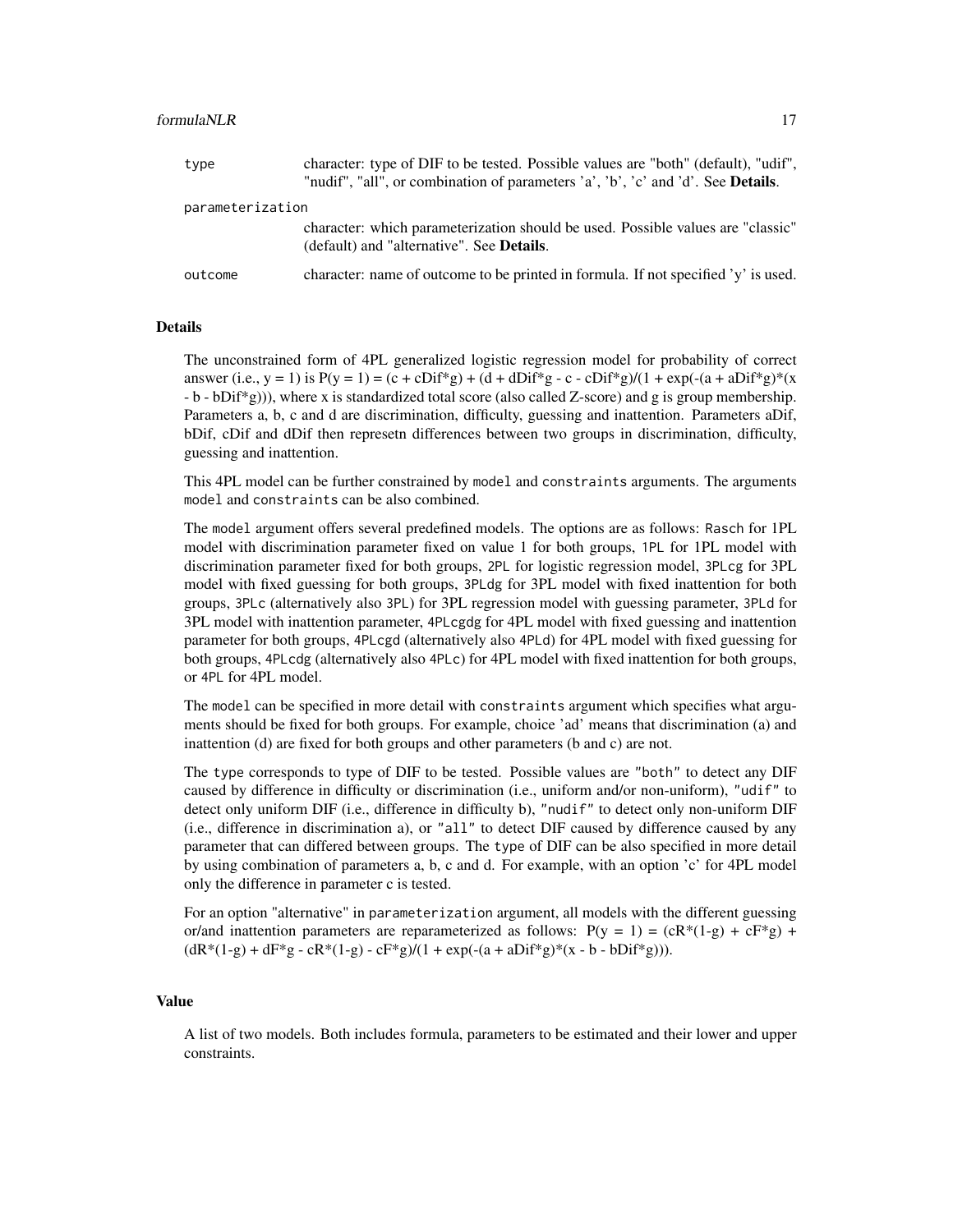| | |
|---|---|
| `type` | character: type of DIF to be tested. Possible values are "both" (default), "udif", "nudif", "all", or combination of parameters 'a', 'b', 'c' and 'd'. See **Details**. |
| `parameterization` | character: which parameterization should be used. Possible values are "classic" (default) and "alternative". See **Details**. |
| `outcome` | character: name of outcome to be printed in formula. If not specified 'y' is used. |

## Details

The unconstrained form of 4PL generalized logistic regression model for probability of correct answer (i.e., y = 1) is P(y = 1) = (c + cDif*g) + (d + dDif*g - c - cDif*g)/(1 + exp(-(a + aDif*g)*(x - b - bDif*g))), where x is standardized total score (also called Z-score) and g is group membership. Parameters a, b, c and d are discrimination, difficulty, guessing and inattention. Parameters aDif, bDif, cDif and dDif then represetn differences between two groups in discrimination, difficulty, guessing and inattention.

This 4PL model can be further constrained by `model` and `constraints` arguments. The arguments `model` and `constraints` can be also combined.

The `model` argument offers several predefined models. The options are as follows: `Rasch` for 1PL model with discrimination parameter fixed on value 1 for both groups, `1PL` for 1PL model with discrimination parameter fixed for both groups, `2PL` for logistic regression model, `3PLcg` for 3PL model with fixed guessing for both groups, `3PLdg` for 3PL model with fixed inattention for both groups, `3PLc` (alternatively also `3PL`) for 3PL regression model with guessing parameter, `3PLd` for 3PL model with inattention parameter, `4PLcgdg` for 4PL model with fixed guessing and inattention parameter for both groups, `4PLcgd` (alternatively also `4PLd`) for 4PL model with fixed guessing for both groups, `4PLcdg` (alternatively also `4PLc`) for 4PL model with fixed inattention for both groups, or `4PL` for 4PL model.

The `model` can be specified in more detail with `constraints` argument which specifies what arguments should be fixed for both groups. For example, choice 'ad' means that discrimination (a) and inattention (d) are fixed for both groups and other parameters (b and c) are not.

The `type` corresponds to type of DIF to be tested. Possible values are `"both"` to detect any DIF caused by difference in difficulty or discrimination (i.e., uniform and/or non-uniform), `"udif"` to detect only uniform DIF (i.e., difference in difficulty b), `"nudif"` to detect only non-uniform DIF (i.e., difference in discrimination a), or `"all"` to detect DIF caused by difference caused by any parameter that can differed between groups. The `type` of DIF can be also specified in more detail by using combination of parameters a, b, c and d. For example, with an option 'c' for 4PL model only the difference in parameter c is tested.

For an option "alternative" in `parameterization` argument, all models with the different guessing or/and inattention parameters are reparameterized as follows: P(y = 1) = (cR*(1-g) + cF*g) + (dR*(1-g) + dF*g - cR*(1-g) - cF*g)/(1 + exp(-(a + aDif*g)*(x - b - bDif*g))).

## Value

A list of two models. Both includes formula, parameters to be estimated and their lower and upper constraints.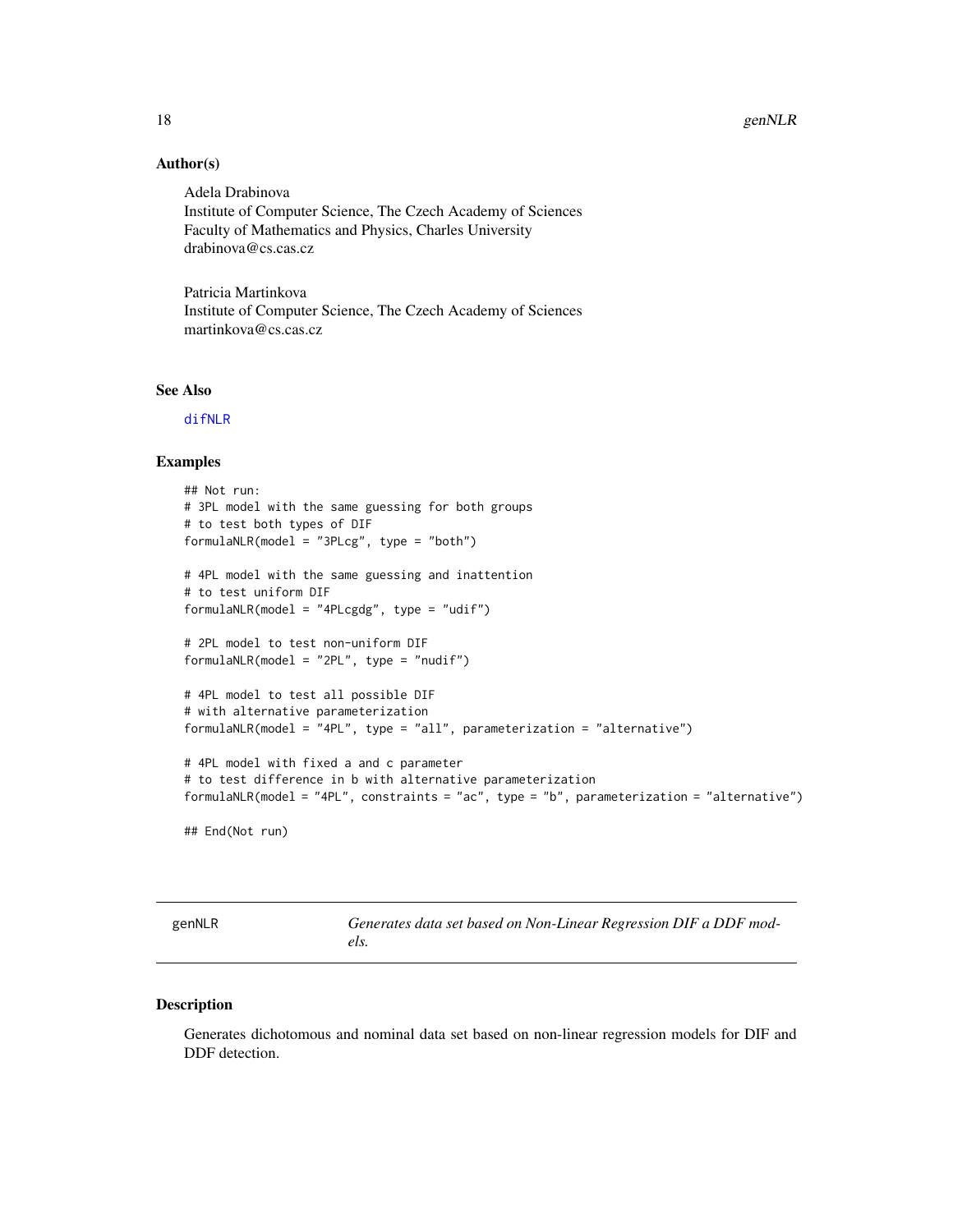### Author(s)

Adela Drabinova
Institute of Computer Science, The Czech Academy of Sciences
Faculty of Mathematics and Physics, Charles University
drabinova@cs.cas.cz

Patricia Martinkova
Institute of Computer Science, The Czech Academy of Sciences
martinkova@cs.cas.cz

### See Also

difNLR

### Examples

```
## Not run:
# 3PL model with the same guessing for both groups
# to test both types of DIF
formulaNLR(model = "3PLcg", type = "both")

# 4PL model with the same guessing and inattention
# to test uniform DIF
formulaNLR(model = "4PLcgdg", type = "udif")

# 2PL model to test non-uniform DIF
formulaNLR(model = "2PL", type = "nudif")

# 4PL model to test all possible DIF
# with alternative parameterization
formulaNLR(model = "4PL", type = "all", parameterization = "alternative")

# 4PL model with fixed a and c parameter
# to test difference in b with alternative parameterization
formulaNLR(model = "4PL", constraints = "ac", type = "b", parameterization = "alternative")

## End(Not run)
```

---

## genNLR — *Generates data set based on Non-Linear Regression DIF a DDF models.*

### Description

Generates dichotomous and nominal data set based on non-linear regression models for DIF and DDF detection.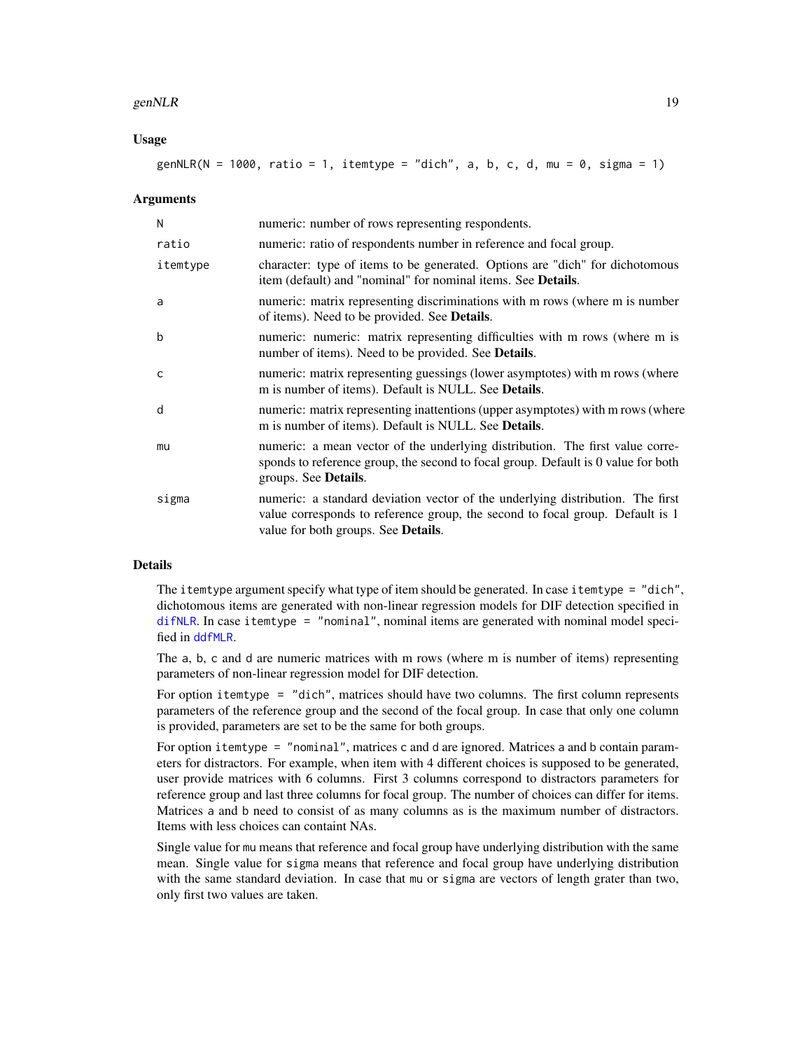### Usage

```
genNLR(N = 1000, ratio = 1, itemtype = "dich", a, b, c, d, mu = 0, sigma = 1)
```

### Arguments

| | |
|---|---|
| N | numeric: number of rows representing respondents. |
| ratio | numeric: ratio of respondents number in reference and focal group. |
| itemtype | character: type of items to be generated. Options are "dich" for dichotomous item (default) and "nominal" for nominal items. See **Details**. |
| a | numeric: matrix representing discriminations with m rows (where m is number of items). Need to be provided. See **Details**. |
| b | numeric: numeric: matrix representing difficulties with m rows (where m is number of items). Need to be provided. See **Details**. |
| c | numeric: matrix representing guessings (lower asymptotes) with m rows (where m is number of items). Default is NULL. See **Details**. |
| d | numeric: matrix representing inattentions (upper asymptotes) with m rows (where m is number of items). Default is NULL. See **Details**. |
| mu | numeric: a mean vector of the underlying distribution. The first value corresponds to reference group, the second to focal group. Default is 0 value for both groups. See **Details**. |
| sigma | numeric: a standard deviation vector of the underlying distribution. The first value corresponds to reference group, the second to focal group. Default is 1 value for both groups. See **Details**. |

### Details

The `itemtype` argument specify what type of item should be generated. In case `itemtype = "dich"`, dichotomous items are generated with non-linear regression models for DIF detection specified in `difNLR`. In case `itemtype = "nominal"`, nominal items are generated with nominal model specified in `ddfMLR`.

The `a`, `b`, `c` and `d` are numeric matrices with m rows (where m is number of items) representing parameters of non-linear regression model for DIF detection.

For option `itemtype = "dich"`, matrices should have two columns. The first column represents parameters of the reference group and the second of the focal group. In case that only one column is provided, parameters are set to be the same for both groups.

For option `itemtype = "nominal"`, matrices `c` and `d` are ignored. Matrices `a` and `b` contain parameters for distractors. For example, when item with 4 different choices is supposed to be generated, user provide matrices with 6 columns. First 3 columns correspond to distractors parameters for reference group and last three columns for focal group. The number of choices can differ for items. Matrices `a` and `b` need to consist of as many columns as is the maximum number of distractors. Items with less choices can containt NAs.

Single value for `mu` means that reference and focal group have underlying distribution with the same mean. Single value for `sigma` means that reference and focal group have underlying distribution with the same standard deviation. In case that `mu` or `sigma` are vectors of length grater than two, only first two values are taken.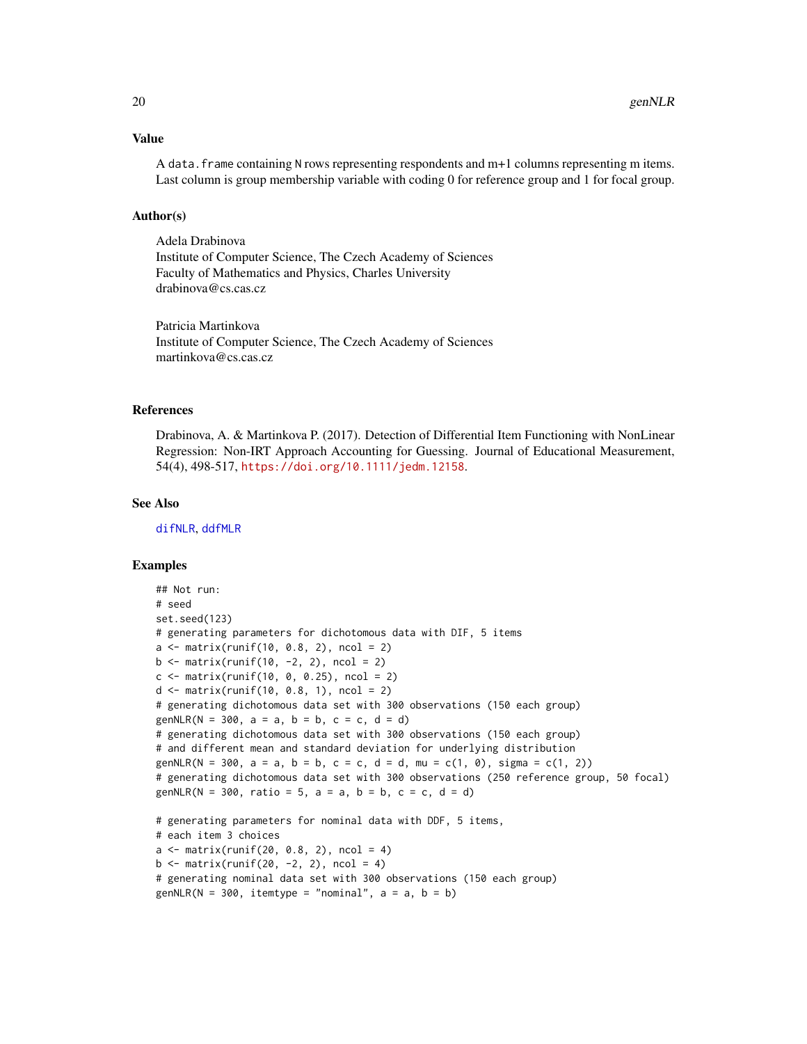## Value

A `data.frame` containing `N` rows representing respondents and m+1 columns representing m items. Last column is group membership variable with coding 0 for reference group and 1 for focal group.

## Author(s)

Adela Drabinova
Institute of Computer Science, The Czech Academy of Sciences
Faculty of Mathematics and Physics, Charles University
drabinova@cs.cas.cz

Patricia Martinkova
Institute of Computer Science, The Czech Academy of Sciences
martinkova@cs.cas.cz

## References

Drabinova, A. & Martinkova P. (2017). Detection of Differential Item Functioning with NonLinear Regression: Non-IRT Approach Accounting for Guessing. Journal of Educational Measurement, 54(4), 498-517, https://doi.org/10.1111/jedm.12158.

## See Also

`difNLR`, `ddfMLR`

## Examples

```
## Not run:
# seed
set.seed(123)
# generating parameters for dichotomous data with DIF, 5 items
a <- matrix(runif(10, 0.8, 2), ncol = 2)
b <- matrix(runif(10, -2, 2), ncol = 2)
c <- matrix(runif(10, 0, 0.25), ncol = 2)
d <- matrix(runif(10, 0.8, 1), ncol = 2)
# generating dichotomous data set with 300 observations (150 each group)
genNLR(N = 300, a = a, b = b, c = c, d = d)
# generating dichotomous data set with 300 observations (150 each group)
# and different mean and standard deviation for underlying distribution
genNLR(N = 300, a = a, b = b, c = c, d = d, mu = c(1, 0), sigma = c(1, 2))
# generating dichotomous data set with 300 observations (250 reference group, 50 focal)
genNLR(N = 300, ratio = 5, a = a, b = b, c = c, d = d)

# generating parameters for nominal data with DDF, 5 items,
# each item 3 choices
a <- matrix(runif(20, 0.8, 2), ncol = 4)
b <- matrix(runif(20, -2, 2), ncol = 4)
# generating nominal data set with 300 observations (150 each group)
genNLR(N = 300, itemtype = "nominal", a = a, b = b)
```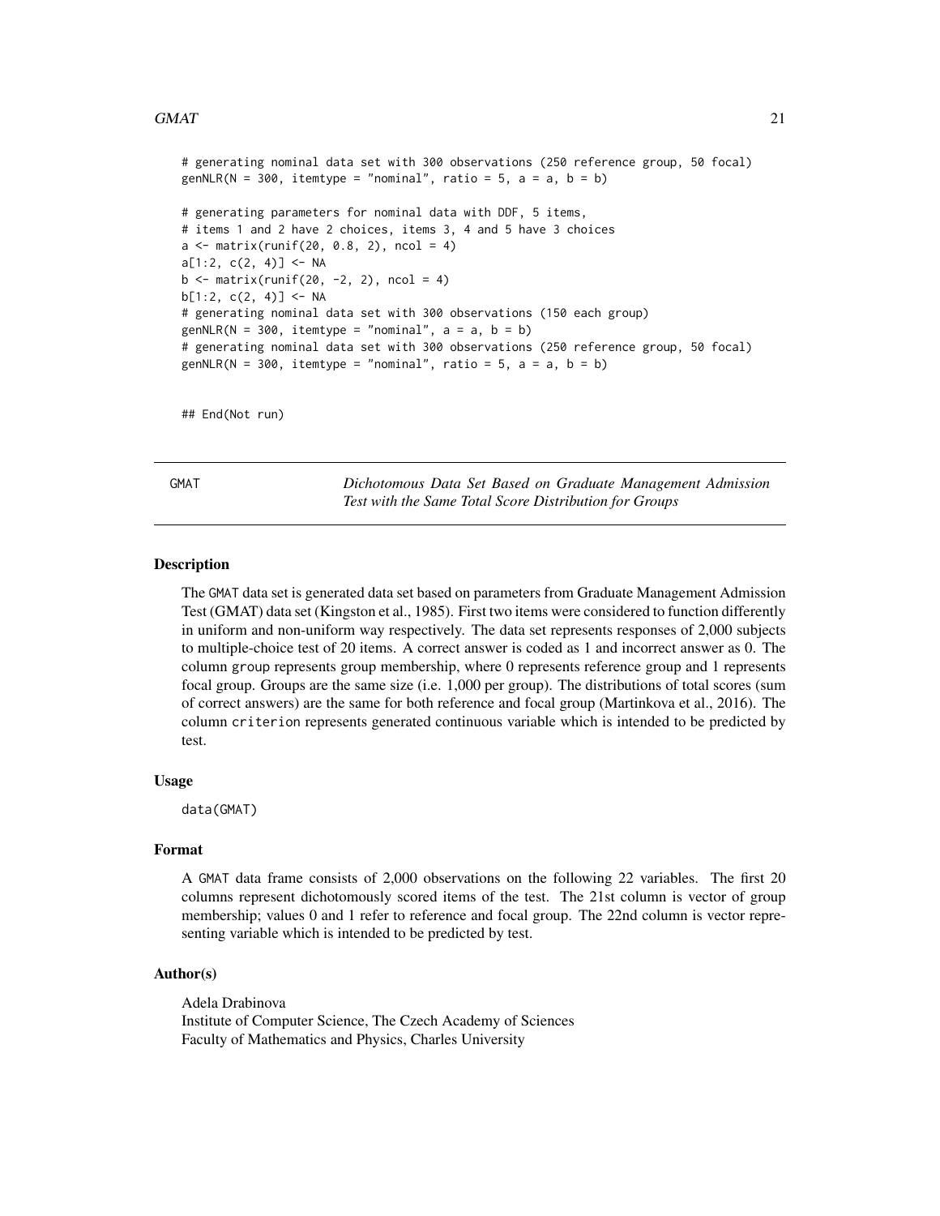```
# generating nominal data set with 300 observations (250 reference group, 50 focal)
genNLR(N = 300, itemtype = "nominal", ratio = 5, a = a, b = b)

# generating parameters for nominal data with DDF, 5 items,
# items 1 and 2 have 2 choices, items 3, 4 and 5 have 3 choices
a <- matrix(runif(20, 0.8, 2), ncol = 4)
a[1:2, c(2, 4)] <- NA
b <- matrix(runif(20, -2, 2), ncol = 4)
b[1:2, c(2, 4)] <- NA
# generating nominal data set with 300 observations (150 each group)
genNLR(N = 300, itemtype = "nominal", a = a, b = b)
# generating nominal data set with 300 observations (250 reference group, 50 focal)
genNLR(N = 300, itemtype = "nominal", ratio = 5, a = a, b = b)


## End(Not run)
```

---

# GMAT — *Dichotomous Data Set Based on Graduate Management Admission Test with the Same Total Score Distribution for Groups*

---

### Description

The GMAT data set is generated data set based on parameters from Graduate Management Admission Test (GMAT) data set (Kingston et al., 1985). First two items were considered to function differently in uniform and non-uniform way respectively. The data set represents responses of 2,000 subjects to multiple-choice test of 20 items. A correct answer is coded as 1 and incorrect answer as 0. The column group represents group membership, where 0 represents reference group and 1 represents focal group. Groups are the same size (i.e. 1,000 per group). The distributions of total scores (sum of correct answers) are the same for both reference and focal group (Martinkova et al., 2016). The column criterion represents generated continuous variable which is intended to be predicted by test.

### Usage

```
data(GMAT)
```

### Format

A GMAT data frame consists of 2,000 observations on the following 22 variables. The first 20 columns represent dichotomously scored items of the test. The 21st column is vector of group membership; values 0 and 1 refer to reference and focal group. The 22nd column is vector representing variable which is intended to be predicted by test.

### Author(s)

Adela Drabinova
Institute of Computer Science, The Czech Academy of Sciences
Faculty of Mathematics and Physics, Charles University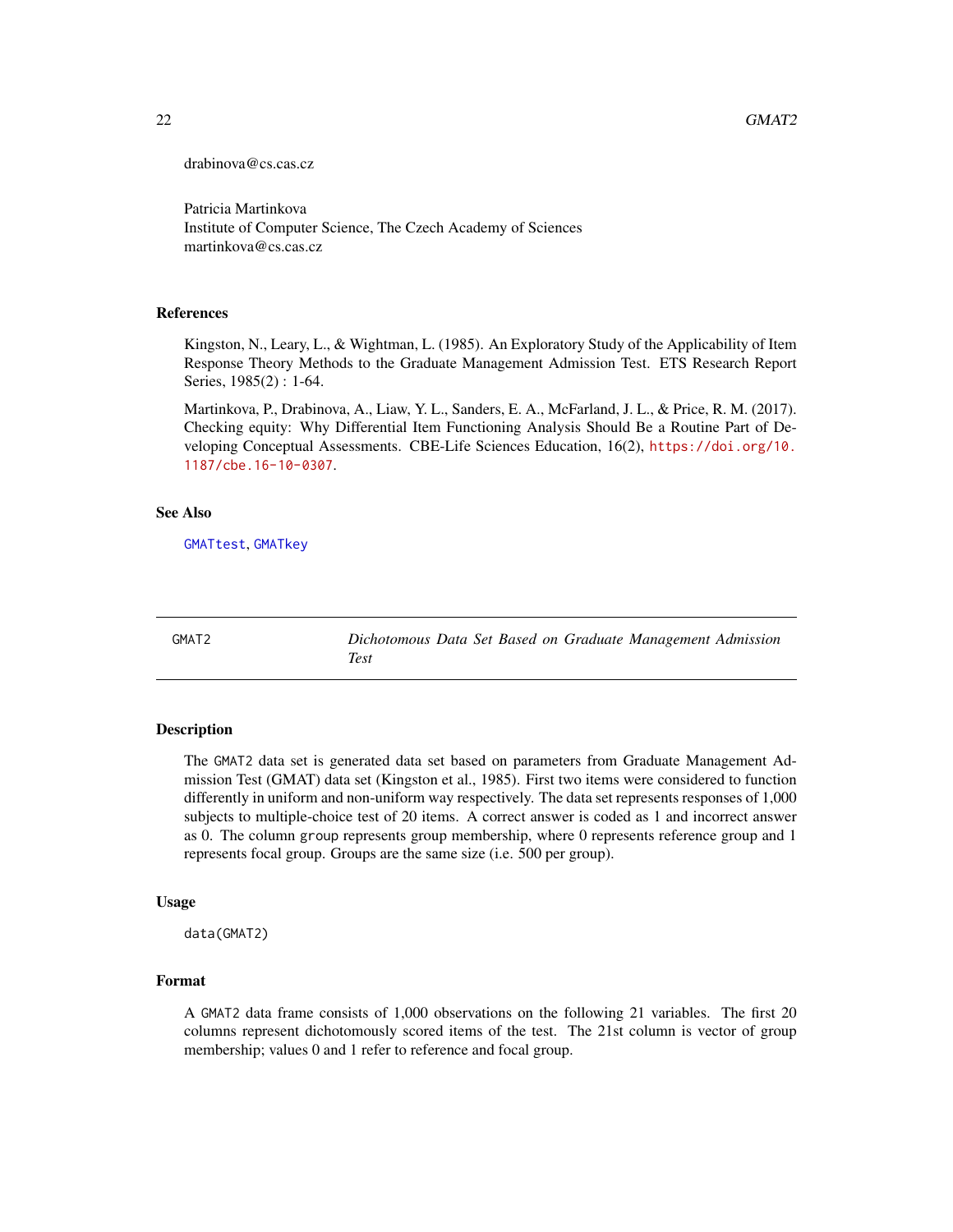drabinova@cs.cas.cz

Patricia Martinkova
Institute of Computer Science, The Czech Academy of Sciences
martinkova@cs.cas.cz

### References

Kingston, N., Leary, L., & Wightman, L. (1985). An Exploratory Study of the Applicability of Item Response Theory Methods to the Graduate Management Admission Test. ETS Research Report Series, 1985(2) : 1-64.

Martinkova, P., Drabinova, A., Liaw, Y. L., Sanders, E. A., McFarland, J. L., & Price, R. M. (2017). Checking equity: Why Differential Item Functioning Analysis Should Be a Routine Part of Developing Conceptual Assessments. CBE-Life Sciences Education, 16(2), https://doi.org/10.1187/cbe.16-10-0307.

### See Also

GMATtest, GMATkey

---

## GMAT2 — *Dichotomous Data Set Based on Graduate Management Admission Test*

### Description

The GMAT2 data set is generated data set based on parameters from Graduate Management Admission Test (GMAT) data set (Kingston et al., 1985). First two items were considered to function differently in uniform and non-uniform way respectively. The data set represents responses of 1,000 subjects to multiple-choice test of 20 items. A correct answer is coded as 1 and incorrect answer as 0. The column group represents group membership, where 0 represents reference group and 1 represents focal group. Groups are the same size (i.e. 500 per group).

### Usage

```
data(GMAT2)
```

### Format

A GMAT2 data frame consists of 1,000 observations on the following 21 variables. The first 20 columns represent dichotomously scored items of the test. The 21st column is vector of group membership; values 0 and 1 refer to reference and focal group.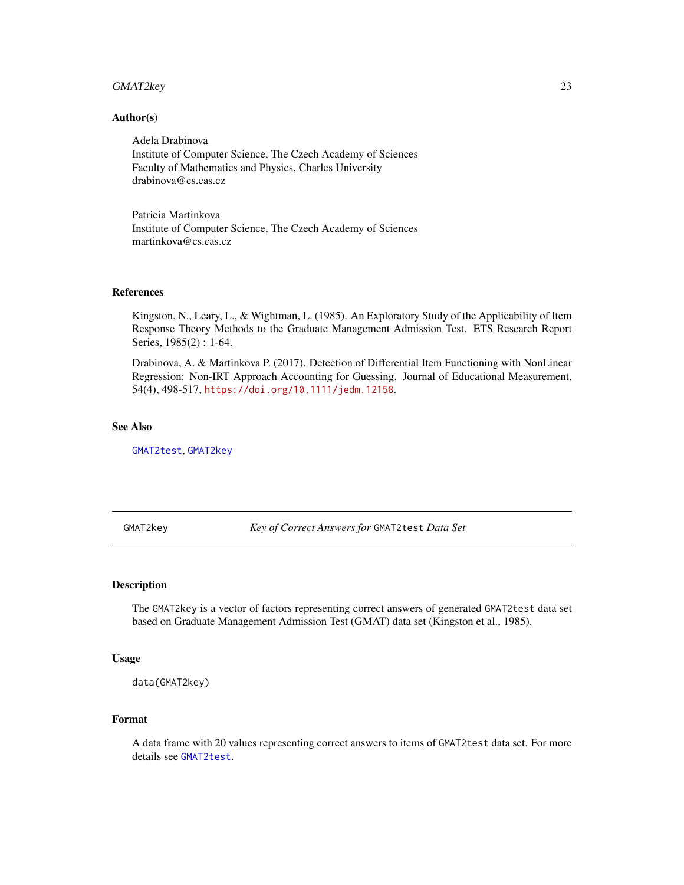### Author(s)

Adela Drabinova
Institute of Computer Science, The Czech Academy of Sciences
Faculty of Mathematics and Physics, Charles University
drabinova@cs.cas.cz

Patricia Martinkova
Institute of Computer Science, The Czech Academy of Sciences
martinkova@cs.cas.cz

### References

Kingston, N., Leary, L., & Wightman, L. (1985). An Exploratory Study of the Applicability of Item Response Theory Methods to the Graduate Management Admission Test. ETS Research Report Series, 1985(2) : 1-64.

Drabinova, A. & Martinkova P. (2017). Detection of Differential Item Functioning with NonLinear Regression: Non-IRT Approach Accounting for Guessing. Journal of Educational Measurement, 54(4), 498-517, https://doi.org/10.1111/jedm.12158.

### See Also

`GMAT2test`, `GMAT2key`

---

## GMAT2key — *Key of Correct Answers for* `GMAT2test` *Data Set*

### Description

The `GMAT2key` is a vector of factors representing correct answers of generated `GMAT2test` data set based on Graduate Management Admission Test (GMAT) data set (Kingston et al., 1985).

### Usage

```
data(GMAT2key)
```

### Format

A data frame with 20 values representing correct answers to items of `GMAT2test` data set. For more details see `GMAT2test`.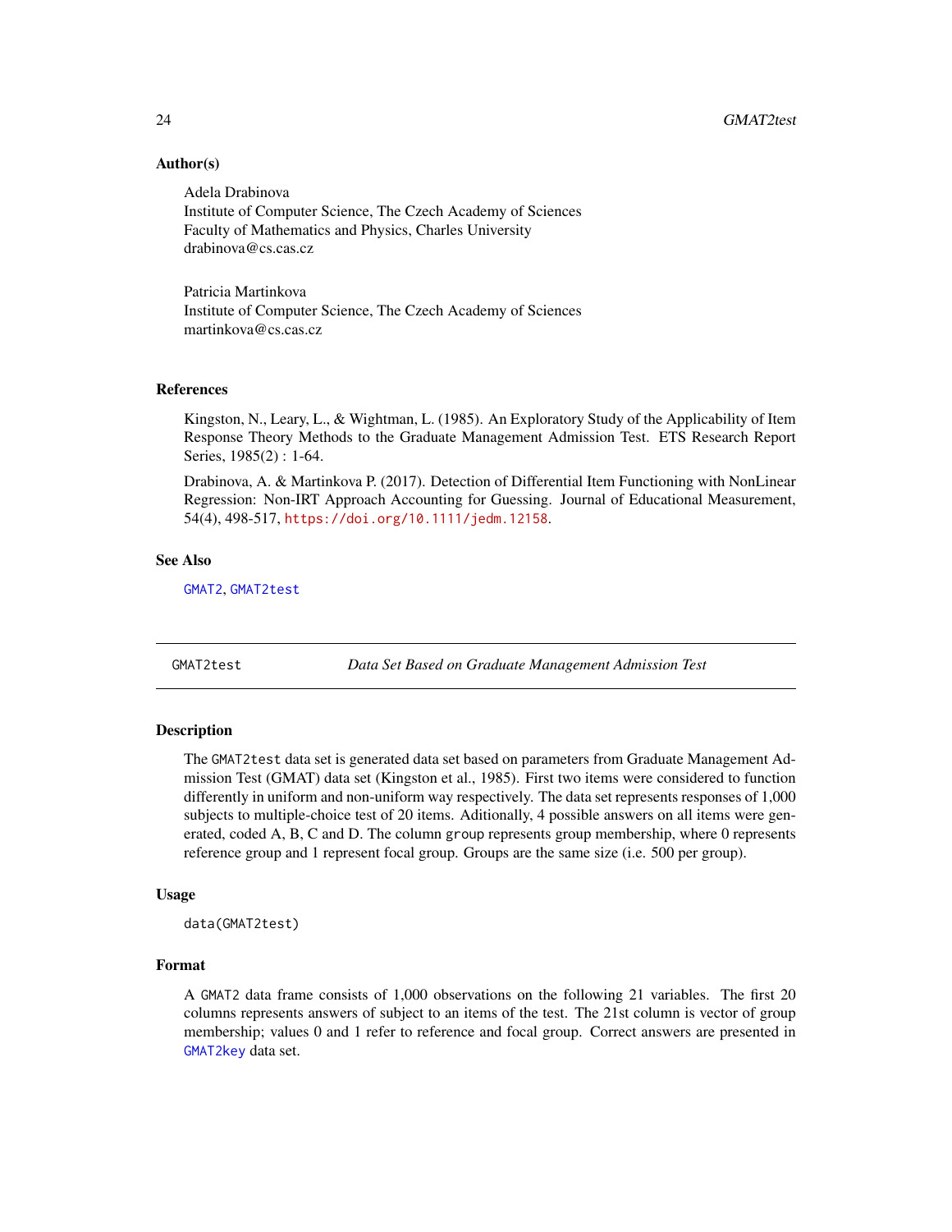### Author(s)

Adela Drabinova
Institute of Computer Science, The Czech Academy of Sciences
Faculty of Mathematics and Physics, Charles University
drabinova@cs.cas.cz

Patricia Martinkova
Institute of Computer Science, The Czech Academy of Sciences
martinkova@cs.cas.cz

### References

Kingston, N., Leary, L., & Wightman, L. (1985). An Exploratory Study of the Applicability of Item Response Theory Methods to the Graduate Management Admission Test. ETS Research Report Series, 1985(2) : 1-64.

Drabinova, A. & Martinkova P. (2017). Detection of Differential Item Functioning with NonLinear Regression: Non-IRT Approach Accounting for Guessing. Journal of Educational Measurement, 54(4), 498-517, https://doi.org/10.1111/jedm.12158.

### See Also

`GMAT2`, `GMAT2test`

---

## GMAT2test — *Data Set Based on Graduate Management Admission Test*

### Description

The `GMAT2test` data set is generated data set based on parameters from Graduate Management Admission Test (GMAT) data set (Kingston et al., 1985). First two items were considered to function differently in uniform and non-uniform way respectively. The data set represents responses of 1,000 subjects to multiple-choice test of 20 items. Aditionally, 4 possible answers on all items were generated, coded A, B, C and D. The column `group` represents group membership, where 0 represents reference group and 1 represent focal group. Groups are the same size (i.e. 500 per group).

### Usage

```
data(GMAT2test)
```

### Format

A `GMAT2` data frame consists of 1,000 observations on the following 21 variables. The first 20 columns represents answers of subject to an items of the test. The 21st column is vector of group membership; values 0 and 1 refer to reference and focal group. Correct answers are presented in `GMAT2key` data set.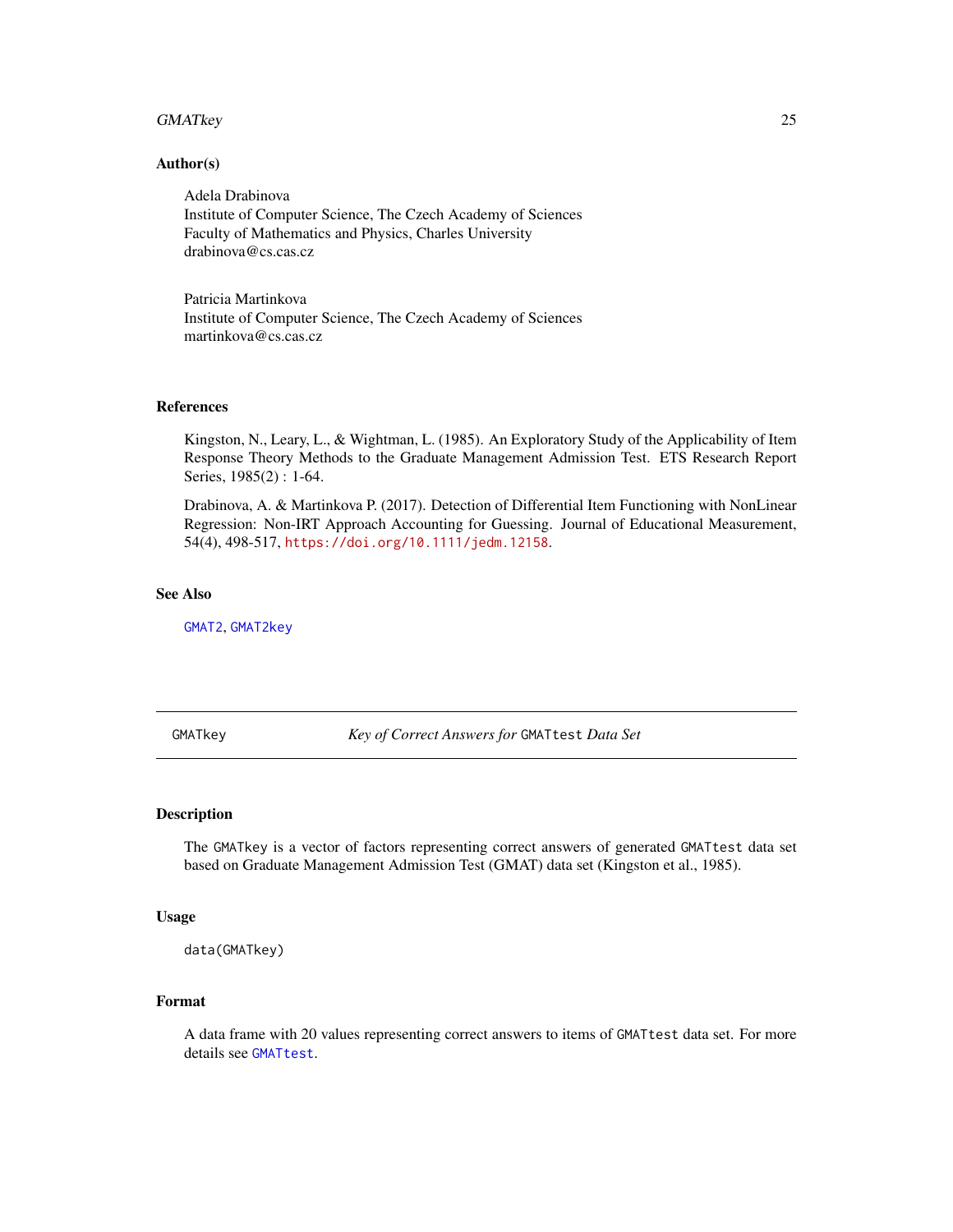## Author(s)

Adela Drabinova
Institute of Computer Science, The Czech Academy of Sciences
Faculty of Mathematics and Physics, Charles University
drabinova@cs.cas.cz

Patricia Martinkova
Institute of Computer Science, The Czech Academy of Sciences
martinkova@cs.cas.cz

## References

Kingston, N., Leary, L., & Wightman, L. (1985). An Exploratory Study of the Applicability of Item Response Theory Methods to the Graduate Management Admission Test. ETS Research Report Series, 1985(2) : 1-64.

Drabinova, A. & Martinkova P. (2017). Detection of Differential Item Functioning with NonLinear Regression: Non-IRT Approach Accounting for Guessing. Journal of Educational Measurement, 54(4), 498-517, https://doi.org/10.1111/jedm.12158.

## See Also

GMAT2, GMAT2key

---

# GMATkey — *Key of Correct Answers for* `GMATtest` *Data Set*

## Description

The `GMATkey` is a vector of factors representing correct answers of generated `GMATtest` data set based on Graduate Management Admission Test (GMAT) data set (Kingston et al., 1985).

## Usage

```
data(GMATkey)
```

## Format

A data frame with 20 values representing correct answers to items of `GMATtest` data set. For more details see `GMATtest`.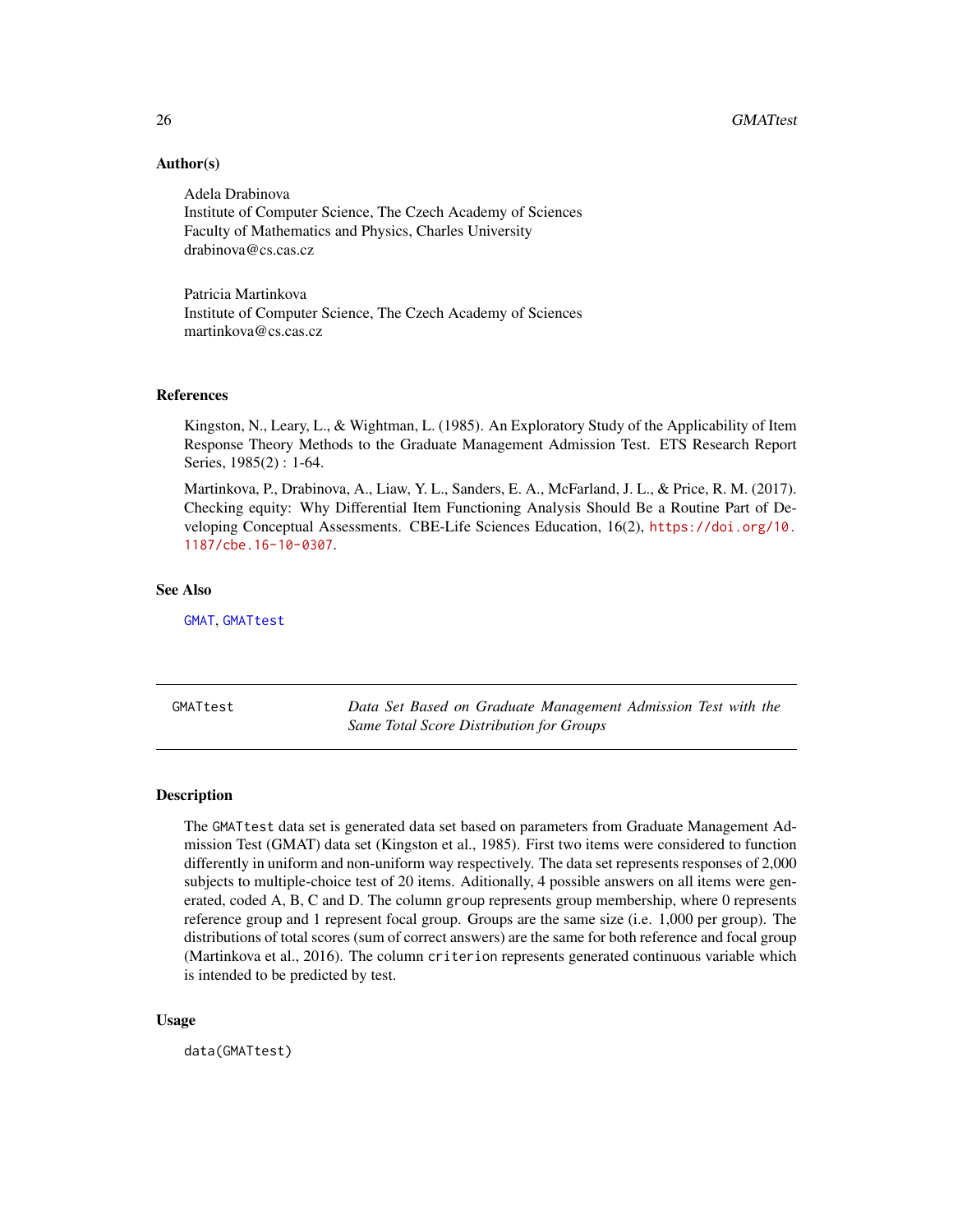### Author(s)

Adela Drabinova
Institute of Computer Science, The Czech Academy of Sciences
Faculty of Mathematics and Physics, Charles University
drabinova@cs.cas.cz

Patricia Martinkova
Institute of Computer Science, The Czech Academy of Sciences
martinkova@cs.cas.cz

### References

Kingston, N., Leary, L., & Wightman, L. (1985). An Exploratory Study of the Applicability of Item Response Theory Methods to the Graduate Management Admission Test. ETS Research Report Series, 1985(2) : 1-64.

Martinkova, P., Drabinova, A., Liaw, Y. L., Sanders, E. A., McFarland, J. L., & Price, R. M. (2017). Checking equity: Why Differential Item Functioning Analysis Should Be a Routine Part of Developing Conceptual Assessments. CBE-Life Sciences Education, 16(2), https://doi.org/10.1187/cbe.16-10-0307.

### See Also

GMAT, GMATtest

---

## GMATtest — *Data Set Based on Graduate Management Admission Test with the Same Total Score Distribution for Groups*

### Description

The GMATtest data set is generated data set based on parameters from Graduate Management Admission Test (GMAT) data set (Kingston et al., 1985). First two items were considered to function differently in uniform and non-uniform way respectively. The data set represents responses of 2,000 subjects to multiple-choice test of 20 items. Aditionally, 4 possible answers on all items were generated, coded A, B, C and D. The column group represents group membership, where 0 represents reference group and 1 represent focal group. Groups are the same size (i.e. 1,000 per group). The distributions of total scores (sum of correct answers) are the same for both reference and focal group (Martinkova et al., 2016). The column criterion represents generated continuous variable which is intended to be predicted by test.

### Usage

```
data(GMATtest)
```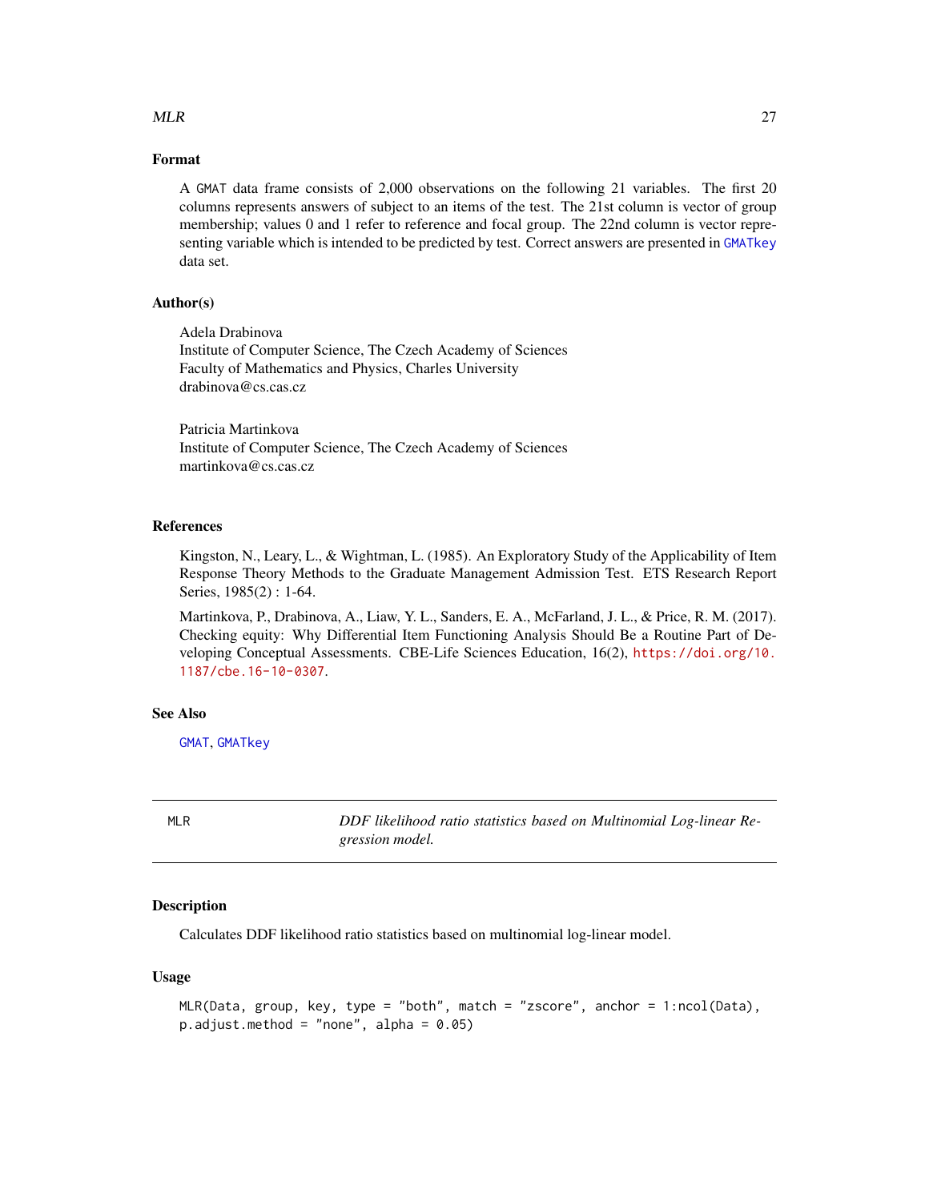### Format

A GMAT data frame consists of 2,000 observations on the following 21 variables. The first 20 columns represents answers of subject to an items of the test. The 21st column is vector of group membership; values 0 and 1 refer to reference and focal group. The 22nd column is vector representing variable which is intended to be predicted by test. Correct answers are presented in GMATkey data set.

### Author(s)

Adela Drabinova
Institute of Computer Science, The Czech Academy of Sciences
Faculty of Mathematics and Physics, Charles University
drabinova@cs.cas.cz

Patricia Martinkova
Institute of Computer Science, The Czech Academy of Sciences
martinkova@cs.cas.cz

### References

Kingston, N., Leary, L., & Wightman, L. (1985). An Exploratory Study of the Applicability of Item Response Theory Methods to the Graduate Management Admission Test. ETS Research Report Series, 1985(2) : 1-64.

Martinkova, P., Drabinova, A., Liaw, Y. L., Sanders, E. A., McFarland, J. L., & Price, R. M. (2017). Checking equity: Why Differential Item Functioning Analysis Should Be a Routine Part of Developing Conceptual Assessments. CBE-Life Sciences Education, 16(2), https://doi.org/10.1187/cbe.16-10-0307.

### See Also

GMAT, GMATkey

---

## MLR — *DDF likelihood ratio statistics based on Multinomial Log-linear Regression model.*

### Description

Calculates DDF likelihood ratio statistics based on multinomial log-linear model.

### Usage

```
MLR(Data, group, key, type = "both", match = "zscore", anchor = 1:ncol(Data),
p.adjust.method = "none", alpha = 0.05)
```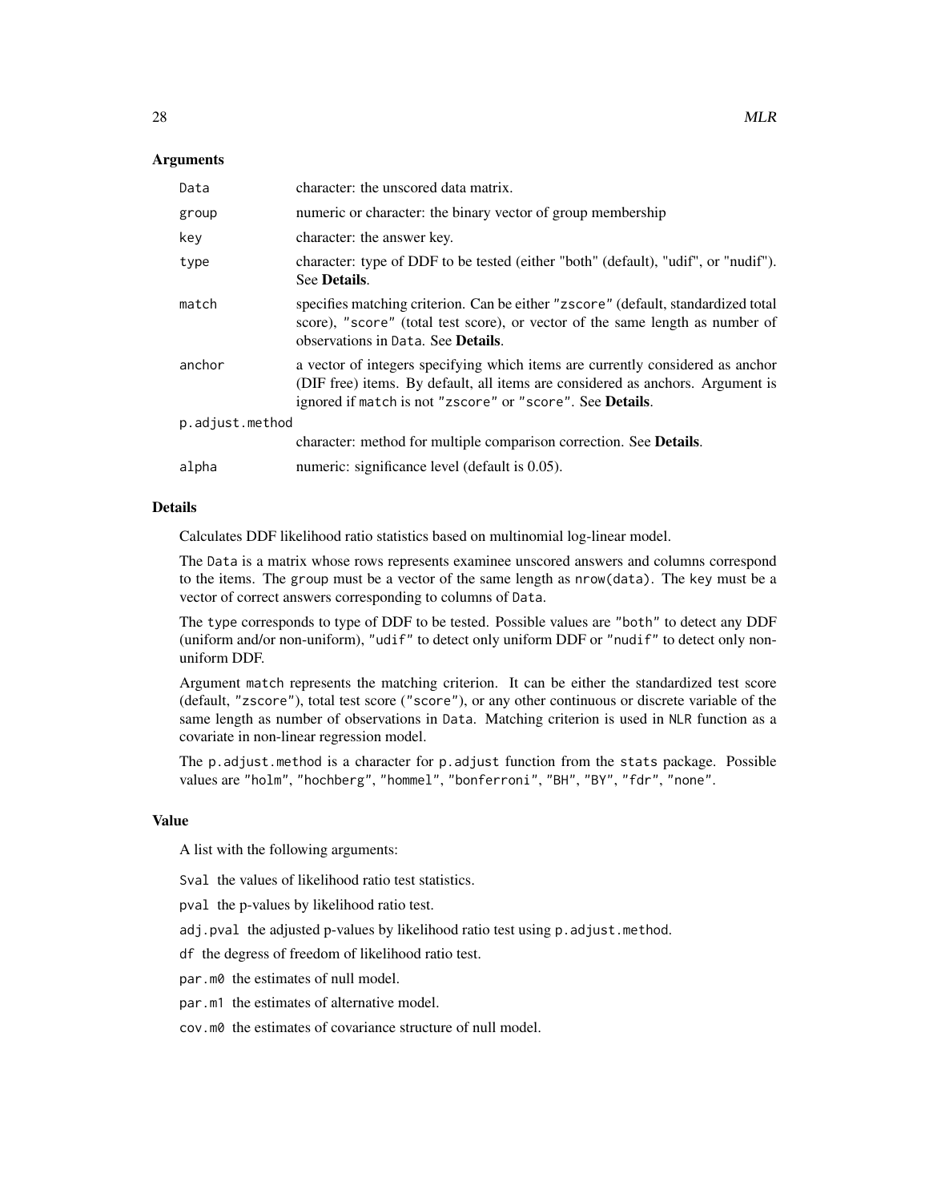## Arguments

| | |
|---|---|
| `Data` | character: the unscored data matrix. |
| `group` | numeric or character: the binary vector of group membership |
| `key` | character: the answer key. |
| `type` | character: type of DDF to be tested (either "both" (default), "udif", or "nudif"). See **Details**. |
| `match` | specifies matching criterion. Can be either `"zscore"` (default, standardized total score), `"score"` (total test score), or vector of the same length as number of observations in `Data`. See **Details**. |
| `anchor` | a vector of integers specifying which items are currently considered as anchor (DIF free) items. By default, all items are considered as anchors. Argument is ignored if `match` is not `"zscore"` or `"score"`. See **Details**. |
| `p.adjust.method` | character: method for multiple comparison correction. See **Details**. |
| `alpha` | numeric: significance level (default is 0.05). |

## Details

Calculates DDF likelihood ratio statistics based on multinomial log-linear model.

The `Data` is a matrix whose rows represents examinee unscored answers and columns correspond to the items. The `group` must be a vector of the same length as `nrow(data)`. The `key` must be a vector of correct answers corresponding to columns of `Data`.

The `type` corresponds to type of DDF to be tested. Possible values are `"both"` to detect any DDF (uniform and/or non-uniform), `"udif"` to detect only uniform DDF or `"nudif"` to detect only non-uniform DDF.

Argument `match` represents the matching criterion. It can be either the standardized test score (default, `"zscore"`), total test score (`"score"`), or any other continuous or discrete variable of the same length as number of observations in `Data`. Matching criterion is used in `NLR` function as a covariate in non-linear regression model.

The `p.adjust.method` is a character for `p.adjust` function from the `stats` package. Possible values are `"holm"`, `"hochberg"`, `"hommel"`, `"bonferroni"`, `"BH"`, `"BY"`, `"fdr"`, `"none"`.

## Value

A list with the following arguments:

`Sval` the values of likelihood ratio test statistics.

`pval` the p-values by likelihood ratio test.

`adj.pval` the adjusted p-values by likelihood ratio test using `p.adjust.method`.

`df` the degress of freedom of likelihood ratio test.

`par.m0` the estimates of null model.

`par.m1` the estimates of alternative model.

`cov.m0` the estimates of covariance structure of null model.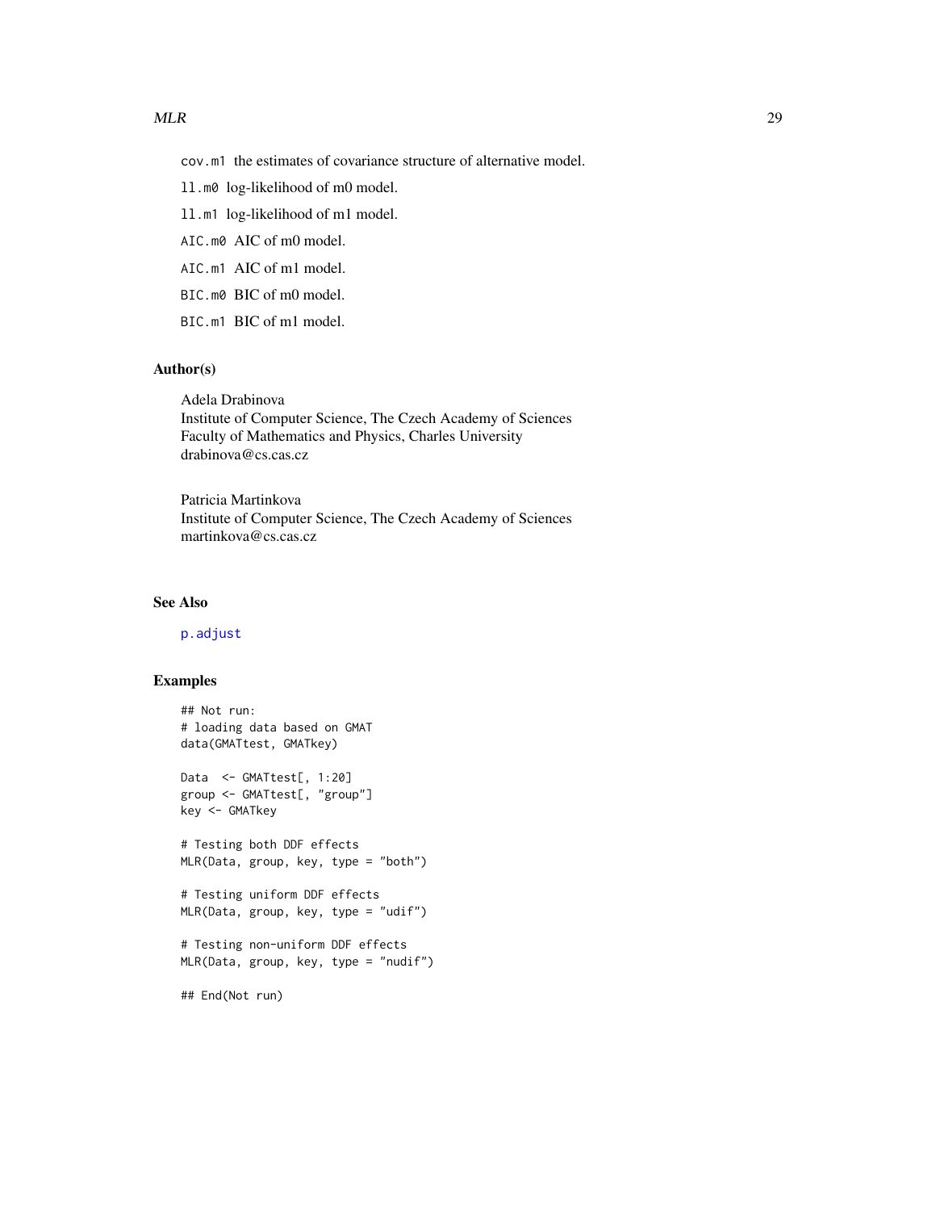`cov.m1` the estimates of covariance structure of alternative model.

`ll.m0` log-likelihood of m0 model.

`ll.m1` log-likelihood of m1 model.

`AIC.m0` AIC of m0 model.

`AIC.m1` AIC of m1 model.

`BIC.m0` BIC of m0 model.

`BIC.m1` BIC of m1 model.

## Author(s)

Adela Drabinova
Institute of Computer Science, The Czech Academy of Sciences
Faculty of Mathematics and Physics, Charles University
drabinova@cs.cas.cz

Patricia Martinkova
Institute of Computer Science, The Czech Academy of Sciences
martinkova@cs.cas.cz

## See Also

`p.adjust`

## Examples

```
## Not run:
# loading data based on GMAT
data(GMATtest, GMATkey)

Data  <- GMATtest[, 1:20]
group <- GMATtest[, "group"]
key <- GMATkey

# Testing both DDF effects
MLR(Data, group, key, type = "both")

# Testing uniform DDF effects
MLR(Data, group, key, type = "udif")

# Testing non-uniform DDF effects
MLR(Data, group, key, type = "nudif")

## End(Not run)
```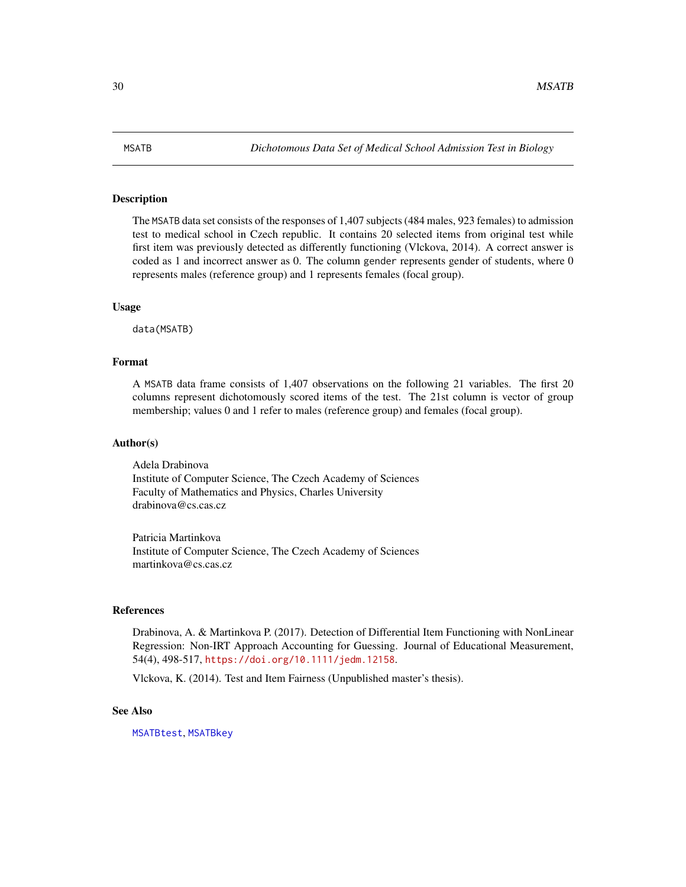# MSATB — *Dichotomous Data Set of Medical School Admission Test in Biology*

## Description

The `MSATB` data set consists of the responses of 1,407 subjects (484 males, 923 females) to admission test to medical school in Czech republic. It contains 20 selected items from original test while first item was previously detected as differently functioning (Vlckova, 2014). A correct answer is coded as 1 and incorrect answer as 0. The column `gender` represents gender of students, where 0 represents males (reference group) and 1 represents females (focal group).

## Usage

```
data(MSATB)
```

## Format

A `MSATB` data frame consists of 1,407 observations on the following 21 variables. The first 20 columns represent dichotomously scored items of the test. The 21st column is vector of group membership; values 0 and 1 refer to males (reference group) and females (focal group).

## Author(s)

Adela Drabinova
Institute of Computer Science, The Czech Academy of Sciences
Faculty of Mathematics and Physics, Charles University
drabinova@cs.cas.cz

Patricia Martinkova
Institute of Computer Science, The Czech Academy of Sciences
martinkova@cs.cas.cz

## References

Drabinova, A. & Martinkova P. (2017). Detection of Differential Item Functioning with NonLinear Regression: Non-IRT Approach Accounting for Guessing. Journal of Educational Measurement, 54(4), 498-517, https://doi.org/10.1111/jedm.12158.

Vlckova, K. (2014). Test and Item Fairness (Unpublished master's thesis).

## See Also

`MSATBtest`, `MSATBkey`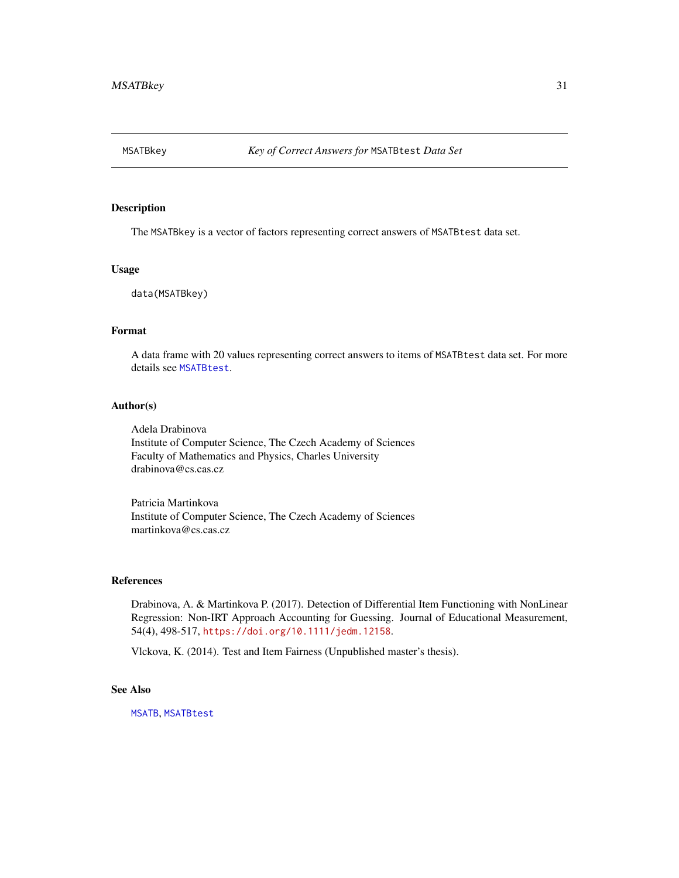MSATBkey — *Key of Correct Answers for* MSATBtest *Data Set*

## Description

The MSATBkey is a vector of factors representing correct answers of MSATBtest data set.

## Usage

```
data(MSATBkey)
```

## Format

A data frame with 20 values representing correct answers to items of MSATBtest data set. For more details see MSATBtest.

## Author(s)

Adela Drabinova
Institute of Computer Science, The Czech Academy of Sciences
Faculty of Mathematics and Physics, Charles University
drabinova@cs.cas.cz

Patricia Martinkova
Institute of Computer Science, The Czech Academy of Sciences
martinkova@cs.cas.cz

## References

Drabinova, A. & Martinkova P. (2017). Detection of Differential Item Functioning with NonLinear Regression: Non-IRT Approach Accounting for Guessing. Journal of Educational Measurement, 54(4), 498-517, https://doi.org/10.1111/jedm.12158.

Vlckova, K. (2014). Test and Item Fairness (Unpublished master's thesis).

## See Also

MSATB, MSATBtest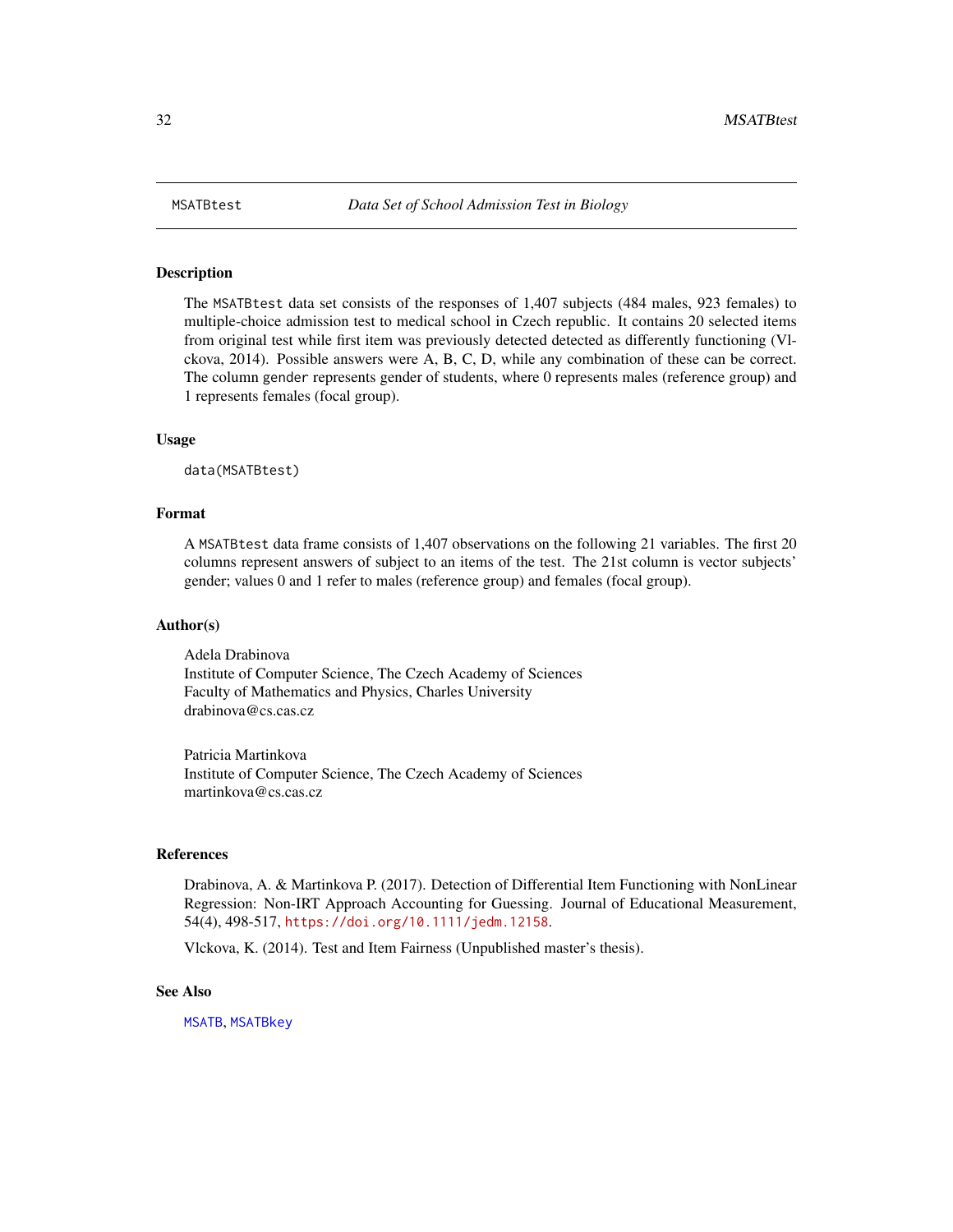MSATBtest *Data Set of School Admission Test in Biology*

## Description

The MSATBtest data set consists of the responses of 1,407 subjects (484 males, 923 females) to multiple-choice admission test to medical school in Czech republic. It contains 20 selected items from original test while first item was previously detected detected as differently functioning (Vlckova, 2014). Possible answers were A, B, C, D, while any combination of these can be correct. The column gender represents gender of students, where 0 represents males (reference group) and 1 represents females (focal group).

## Usage

```
data(MSATBtest)
```

## Format

A MSATBtest data frame consists of 1,407 observations on the following 21 variables. The first 20 columns represent answers of subject to an items of the test. The 21st column is vector subjects' gender; values 0 and 1 refer to males (reference group) and females (focal group).

## Author(s)

Adela Drabinova
Institute of Computer Science, The Czech Academy of Sciences
Faculty of Mathematics and Physics, Charles University
drabinova@cs.cas.cz

Patricia Martinkova
Institute of Computer Science, The Czech Academy of Sciences
martinkova@cs.cas.cz

## References

Drabinova, A. & Martinkova P. (2017). Detection of Differential Item Functioning with NonLinear Regression: Non-IRT Approach Accounting for Guessing. Journal of Educational Measurement, 54(4), 498-517, https://doi.org/10.1111/jedm.12158.

Vlckova, K. (2014). Test and Item Fairness (Unpublished master's thesis).

## See Also

MSATB, MSATBkey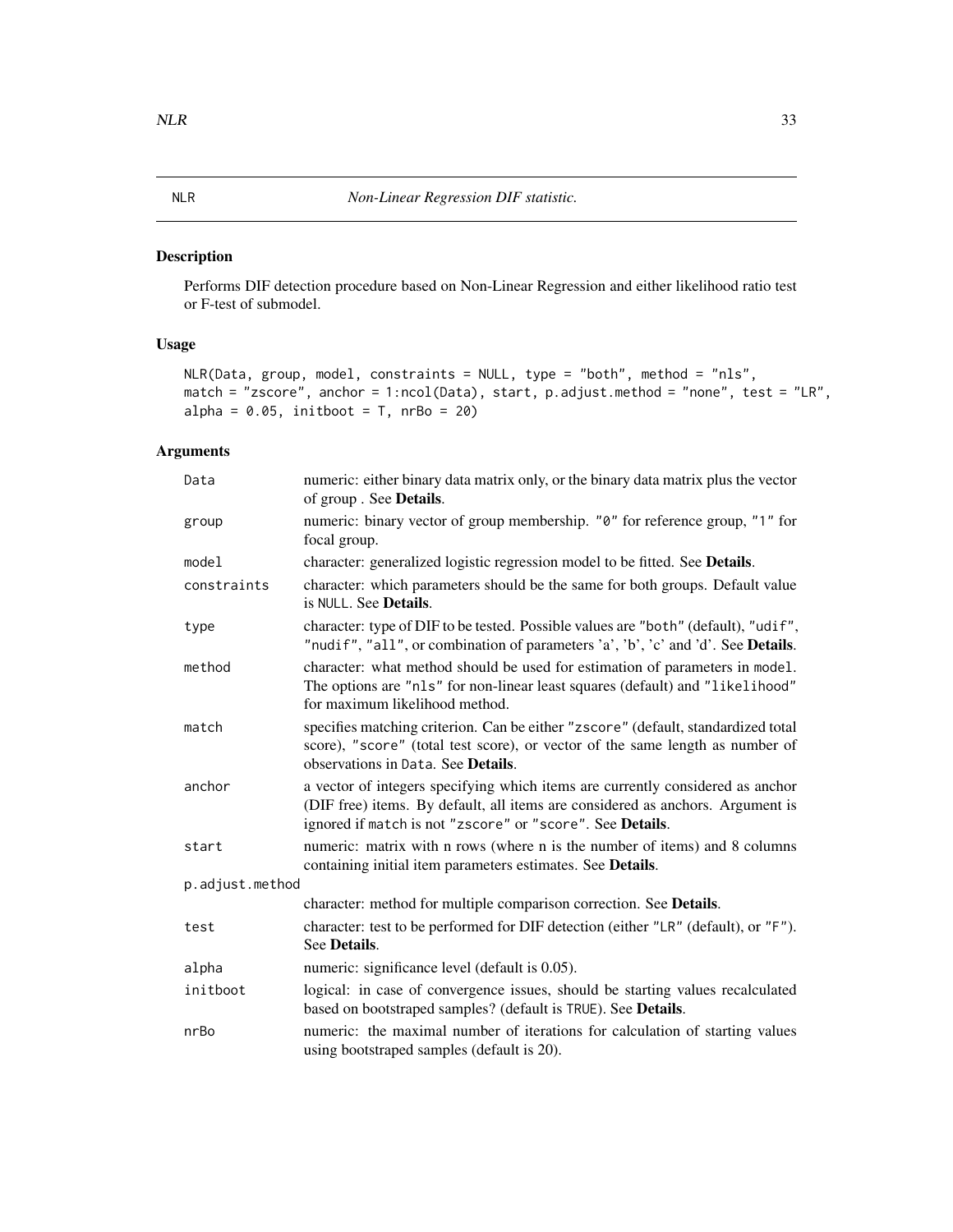# NLR *Non-Linear Regression DIF statistic.*

## Description

Performs DIF detection procedure based on Non-Linear Regression and either likelihood ratio test or F-test of submodel.

## Usage

```
NLR(Data, group, model, constraints = NULL, type = "both", method = "nls",
match = "zscore", anchor = 1:ncol(Data), start, p.adjust.method = "none", test = "LR",
alpha = 0.05, initboot = T, nrBo = 20)
```

## Arguments

| Argument | Description |
|---|---|
| `Data` | numeric: either binary data matrix only, or the binary data matrix plus the vector of group . See **Details**. |
| `group` | numeric: binary vector of group membership. "0" for reference group, "1" for focal group. |
| `model` | character: generalized logistic regression model to be fitted. See **Details**. |
| `constraints` | character: which parameters should be the same for both groups. Default value is NULL. See **Details**. |
| `type` | character: type of DIF to be tested. Possible values are "both" (default), "udif", "nudif", "all", or combination of parameters 'a', 'b', 'c' and 'd'. See **Details**. |
| `method` | character: what method should be used for estimation of parameters in `model`. The options are "nls" for non-linear least squares (default) and "likelihood" for maximum likelihood method. |
| `match` | specifies matching criterion. Can be either "zscore" (default, standardized total score), "score" (total test score), or vector of the same length as number of observations in `Data`. See **Details**. |
| `anchor` | a vector of integers specifying which items are currently considered as anchor (DIF free) items. By default, all items are considered as anchors. Argument is ignored if `match` is not "zscore" or "score". See **Details**. |
| `start` | numeric: matrix with n rows (where n is the number of items) and 8 columns containing initial item parameters estimates. See **Details**. |
| `p.adjust.method` | character: method for multiple comparison correction. See **Details**. |
| `test` | character: test to be performed for DIF detection (either "LR" (default), or "F"). See **Details**. |
| `alpha` | numeric: significance level (default is 0.05). |
| `initboot` | logical: in case of convergence issues, should be starting values recalculated based on bootstraped samples? (default is TRUE). See **Details**. |
| `nrBo` | numeric: the maximal number of iterations for calculation of starting values using bootstraped samples (default is 20). |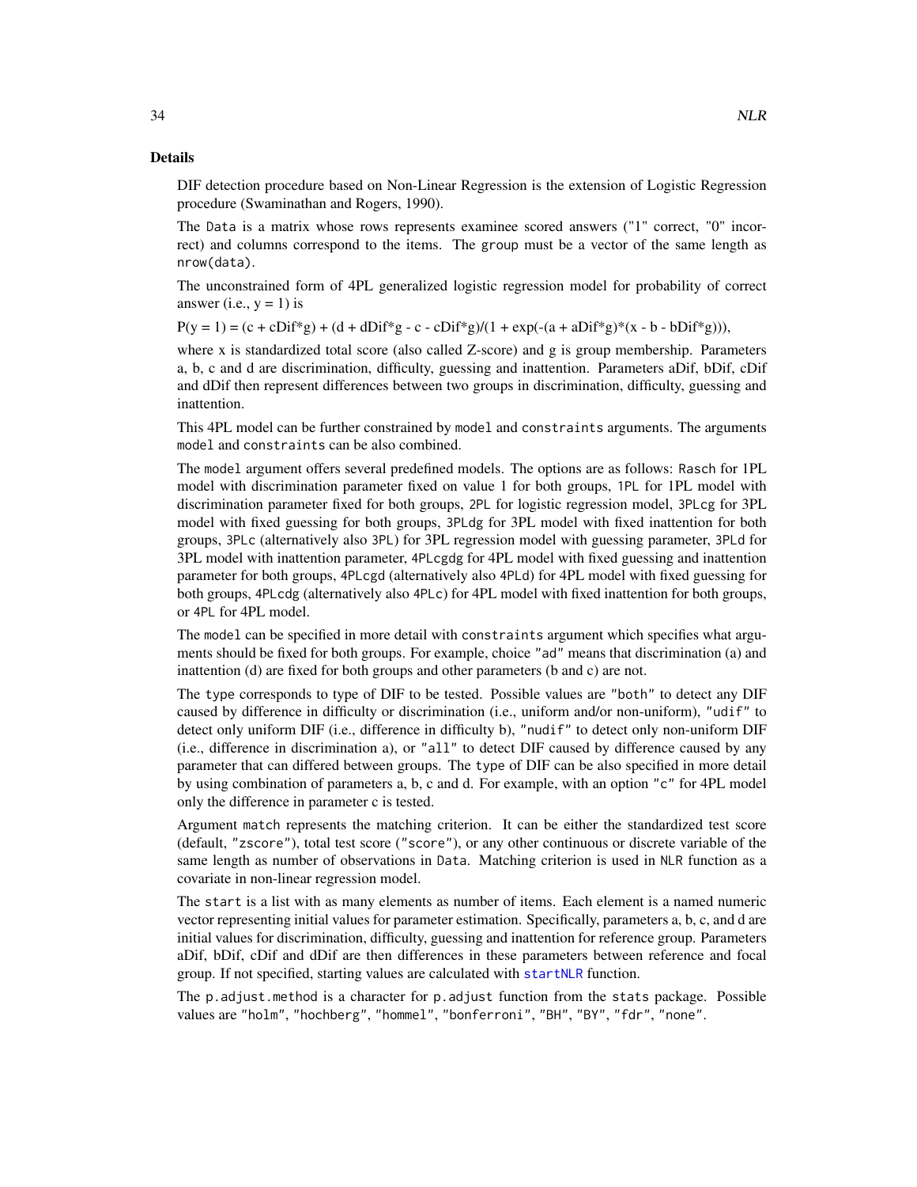### Details

DIF detection procedure based on Non-Linear Regression is the extension of Logistic Regression procedure (Swaminathan and Rogers, 1990).

The `Data` is a matrix whose rows represents examinee scored answers ("1" correct, "0" incorrect) and columns correspond to the items. The `group` must be a vector of the same length as `nrow(data)`.

The unconstrained form of 4PL generalized logistic regression model for probability of correct answer (i.e., y = 1) is

$$P(y = 1) = (c + cDif*g) + (d + dDif*g - c - cDif*g)/(1 + \exp(-(a + aDif*g)*(x - b - bDif*g))),$$

where x is standardized total score (also called Z-score) and g is group membership. Parameters a, b, c and d are discrimination, difficulty, guessing and inattention. Parameters aDif, bDif, cDif and dDif then represent differences between two groups in discrimination, difficulty, guessing and inattention.

This 4PL model can be further constrained by `model` and `constraints` arguments. The arguments `model` and `constraints` can be also combined.

The `model` argument offers several predefined models. The options are as follows: `Rasch` for 1PL model with discrimination parameter fixed on value 1 for both groups, `1PL` for 1PL model with discrimination parameter fixed for both groups, `2PL` for logistic regression model, `3PLcg` for 3PL model with fixed guessing for both groups, `3PLdg` for 3PL model with fixed inattention for both groups, `3PLc` (alternatively also `3PL`) for 3PL regression model with guessing parameter, `3PLd` for 3PL model with inattention parameter, `4PLcgdg` for 4PL model with fixed guessing and inattention parameter for both groups, `4PLcgd` (alternatively `4PLd`) for 4PL model with fixed guessing for both groups, `4PLcdg` (alternatively also `4PLc`) for 4PL model with fixed inattention for both groups, or `4PL` for 4PL model.

The `model` can be specified in more detail with `constraints` argument which specifies what arguments should be fixed for both groups. For example, choice `"ad"` means that discrimination (a) and inattention (d) are fixed for both groups and other parameters (b and c) are not.

The `type` corresponds to type of DIF to be tested. Possible values are `"both"` to detect any DIF caused by difference in difficulty or discrimination (i.e., uniform and/or non-uniform), `"udif"` to detect only uniform DIF (i.e., difference in difficulty b), `"nudif"` to detect only non-uniform DIF (i.e., difference in discrimination a), or `"all"` to detect DIF caused by difference caused by any parameter that can differed between groups. The `type` of DIF can be also specified in more detail by using combination of parameters a, b, c and d. For example, with an option `"c"` for 4PL model only the difference in parameter c is tested.

Argument `match` represents the matching criterion. It can be either the standardized test score (default, `"zscore"`), total test score (`"score"`), or any other continuous or discrete variable of the same length as number of observations in `Data`. Matching criterion is used in `NLR` function as a covariate in non-linear regression model.

The `start` is a list with as many elements as number of items. Each element is a named numeric vector representing initial values for parameter estimation. Specifically, parameters a, b, c, and d are initial values for discrimination, difficulty, guessing and inattention for reference group. Parameters aDif, bDif, cDif and dDif are then differences in these parameters between reference and focal group. If not specified, starting values are calculated with `startNLR` function.

The `p.adjust.method` is a character for `p.adjust` function from the `stats` package. Possible values are `"holm"`, `"hochberg"`, `"hommel"`, `"bonferroni"`, `"BH"`, `"BY"`, `"fdr"`, `"none"`.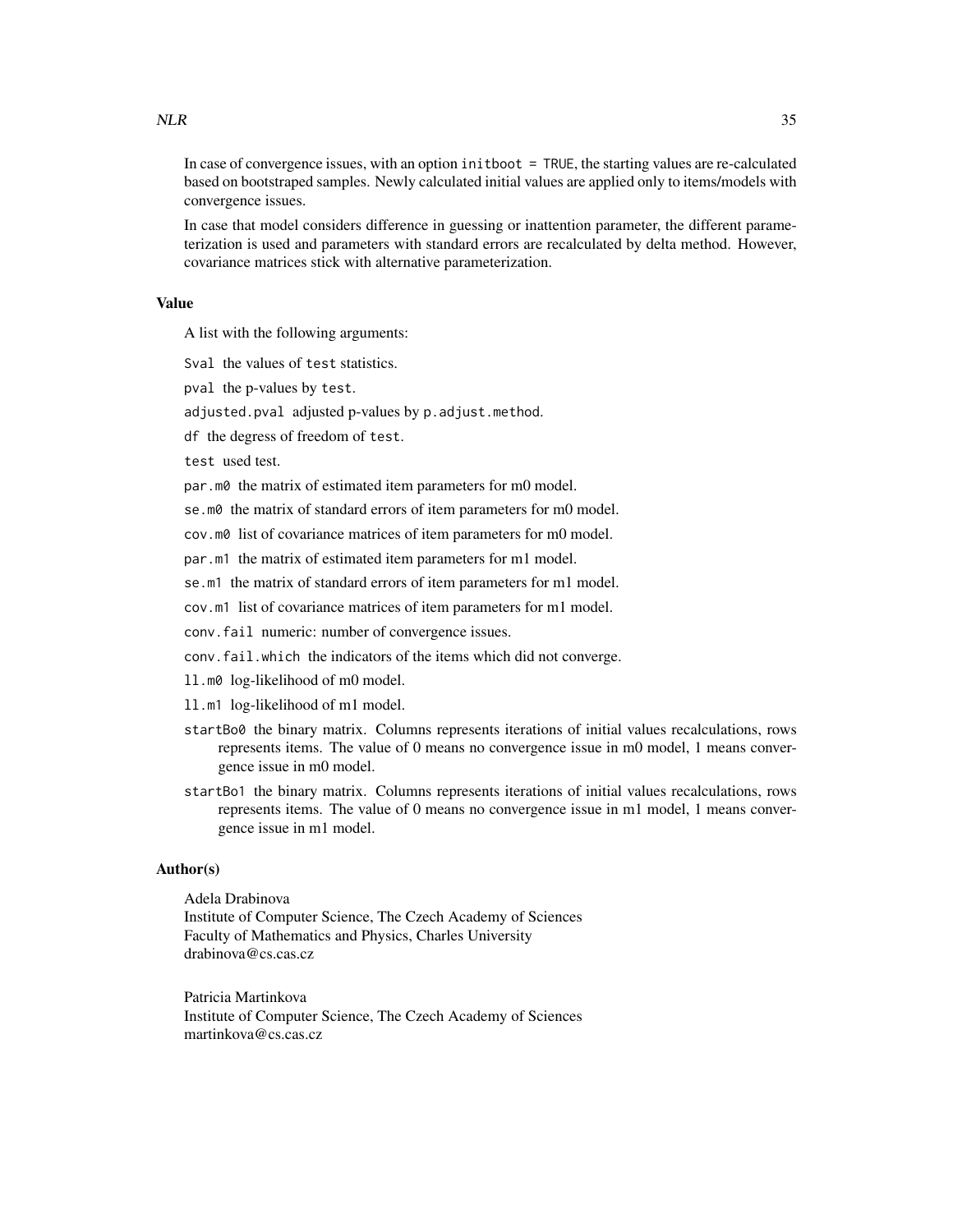In case of convergence issues, with an option `initboot = TRUE`, the starting values are re-calculated based on bootstraped samples. Newly calculated initial values are applied only to items/models with convergence issues.

In case that model considers difference in guessing or inattention parameter, the different parameterization is used and parameters with standard errors are recalculated by delta method. However, covariance matrices stick with alternative parameterization.

### Value

A list with the following arguments:

- `Sval` the values of `test` statistics.
- `pval` the p-values by `test`.
- `adjusted.pval` adjusted p-values by `p.adjust.method`.
- `df` the degress of freedom of `test`.
- `test` used test.
- `par.m0` the matrix of estimated item parameters for m0 model.
- `se.m0` the matrix of standard errors of item parameters for m0 model.
- `cov.m0` list of covariance matrices of item parameters for m0 model.
- `par.m1` the matrix of estimated item parameters for m1 model.
- `se.m1` the matrix of standard errors of item parameters for m1 model.
- `cov.m1` list of covariance matrices of item parameters for m1 model.
- `conv.fail` numeric: number of convergence issues.
- `conv.fail.which` the indicators of the items which did not converge.
- `ll.m0` log-likelihood of m0 model.
- `ll.m1` log-likelihood of m1 model.
- `startBo0` the binary matrix. Columns represents iterations of initial values recalculations, rows represents items. The value of 0 means no convergence issue in m0 model, 1 means convergence issue in m0 model.
- `startBo1` the binary matrix. Columns represents iterations of initial values recalculations, rows represents items. The value of 0 means no convergence issue in m1 model, 1 means convergence issue in m1 model.

### Author(s)

Adela Drabinova
Institute of Computer Science, The Czech Academy of Sciences
Faculty of Mathematics and Physics, Charles University
drabinova@cs.cas.cz

Patricia Martinkova
Institute of Computer Science, The Czech Academy of Sciences
martinkova@cs.cas.cz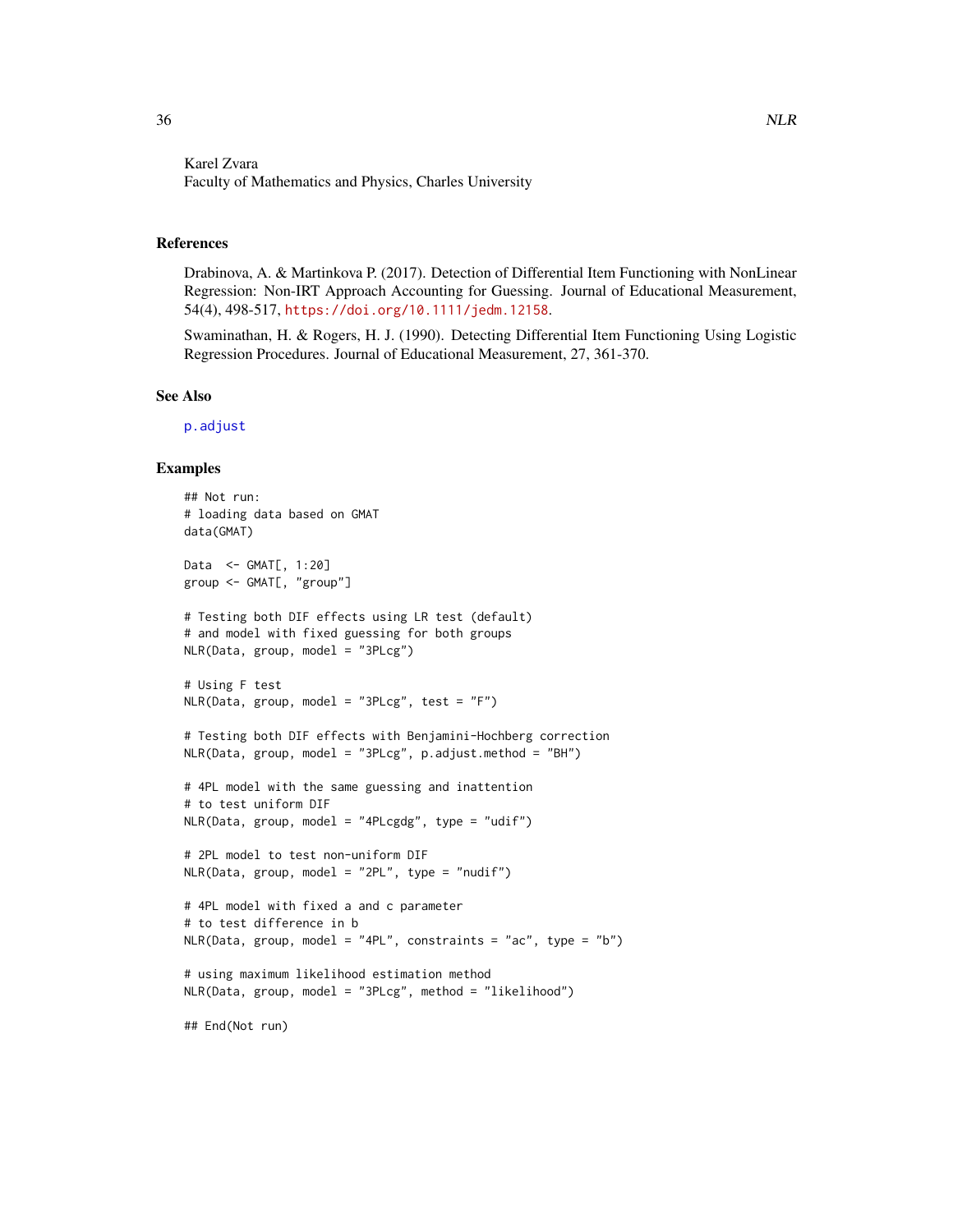Karel Zvara
Faculty of Mathematics and Physics, Charles University

### References

Drabinova, A. & Martinkova P. (2017). Detection of Differential Item Functioning with NonLinear Regression: Non-IRT Approach Accounting for Guessing. Journal of Educational Measurement, 54(4), 498-517, https://doi.org/10.1111/jedm.12158.

Swaminathan, H. & Rogers, H. J. (1990). Detecting Differential Item Functioning Using Logistic Regression Procedures. Journal of Educational Measurement, 27, 361-370.

### See Also

p.adjust

### Examples

```
## Not run:
# loading data based on GMAT
data(GMAT)

Data  <- GMAT[, 1:20]
group <- GMAT[, "group"]

# Testing both DIF effects using LR test (default)
# and model with fixed guessing for both groups
NLR(Data, group, model = "3PLcg")

# Using F test
NLR(Data, group, model = "3PLcg", test = "F")

# Testing both DIF effects with Benjamini-Hochberg correction
NLR(Data, group, model = "3PLcg", p.adjust.method = "BH")

# 4PL model with the same guessing and inattention
# to test uniform DIF
NLR(Data, group, model = "4PLcgdg", type = "udif")

# 2PL model to test non-uniform DIF
NLR(Data, group, model = "2PL", type = "nudif")

# 4PL model with fixed a and c parameter
# to test difference in b
NLR(Data, group, model = "4PL", constraints = "ac", type = "b")

# using maximum likelihood estimation method
NLR(Data, group, model = "3PLcg", method = "likelihood")

## End(Not run)
```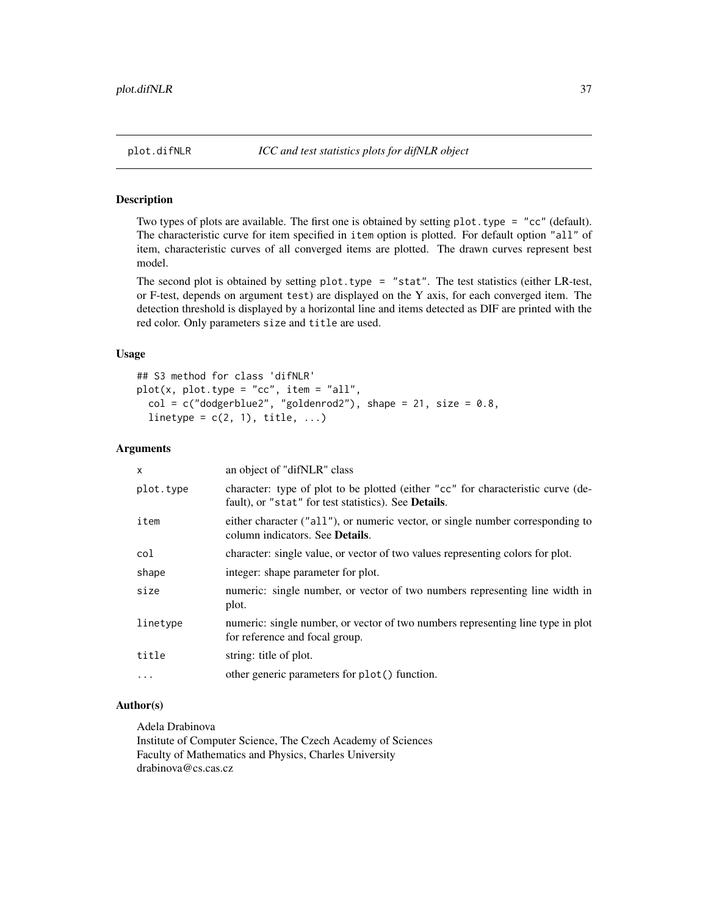## plot.difNLR — *ICC and test statistics plots for difNLR object*

### Description

Two types of plots are available. The first one is obtained by setting `plot.type = "cc"` (default). The characteristic curve for item specified in `item` option is plotted. For default option `"all"` of item, characteristic curves of all converged items are plotted. The drawn curves represent best model.

The second plot is obtained by setting `plot.type = "stat"`. The test statistics (either LR-test, or F-test, depends on argument `test`) are displayed on the Y axis, for each converged item. The detection threshold is displayed by a horizontal line and items detected as DIF are printed with the red color. Only parameters `size` and `title` are used.

### Usage

```
## S3 method for class 'difNLR'
plot(x, plot.type = "cc", item = "all",
  col = c("dodgerblue2", "goldenrod2"), shape = 21, size = 0.8,
  linetype = c(2, 1), title, ...)
```

### Arguments

| | |
|---|---|
| `x` | an object of "difNLR" class |
| `plot.type` | character: type of plot to be plotted (either `"cc"` for characteristic curve (default), or `"stat"` for test statistics). See **Details**. |
| `item` | either character (`"all"`), or numeric vector, or single number corresponding to column indicators. See **Details**. |
| `col` | character: single value, or vector of two values representing colors for plot. |
| `shape` | integer: shape parameter for plot. |
| `size` | numeric: single number, or vector of two numbers representing line width in plot. |
| `linetype` | numeric: single number, or vector of two numbers representing line type in plot for reference and focal group. |
| `title` | string: title of plot. |
| `...` | other generic parameters for `plot()` function. |

### Author(s)

Adela Drabinova
Institute of Computer Science, The Czech Academy of Sciences
Faculty of Mathematics and Physics, Charles University
drabinova@cs.cas.cz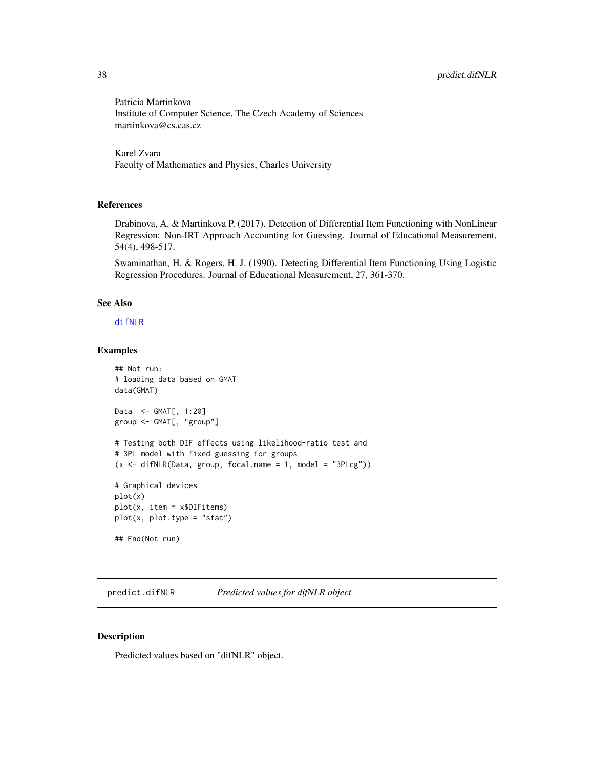Patricia Martinkova
Institute of Computer Science, The Czech Academy of Sciences
martinkova@cs.cas.cz

Karel Zvara
Faculty of Mathematics and Physics, Charles University

### References

Drabinova, A. & Martinkova P. (2017). Detection of Differential Item Functioning with NonLinear Regression: Non-IRT Approach Accounting for Guessing. Journal of Educational Measurement, 54(4), 498-517.

Swaminathan, H. & Rogers, H. J. (1990). Detecting Differential Item Functioning Using Logistic Regression Procedures. Journal of Educational Measurement, 27, 361-370.

### See Also

difNLR

### Examples

```
## Not run:
# loading data based on GMAT
data(GMAT)

Data  <- GMAT[, 1:20]
group <- GMAT[, "group"]

# Testing both DIF effects using likelihood-ratio test and
# 3PL model with fixed guessing for groups
(x <- difNLR(Data, group, focal.name = 1, model = "3PLcg"))

# Graphical devices
plot(x)
plot(x, item = x$DIFitems)
plot(x, plot.type = "stat")

## End(Not run)
```

---

## predict.difNLR *Predicted values for difNLR object*

### Description

Predicted values based on "difNLR" object.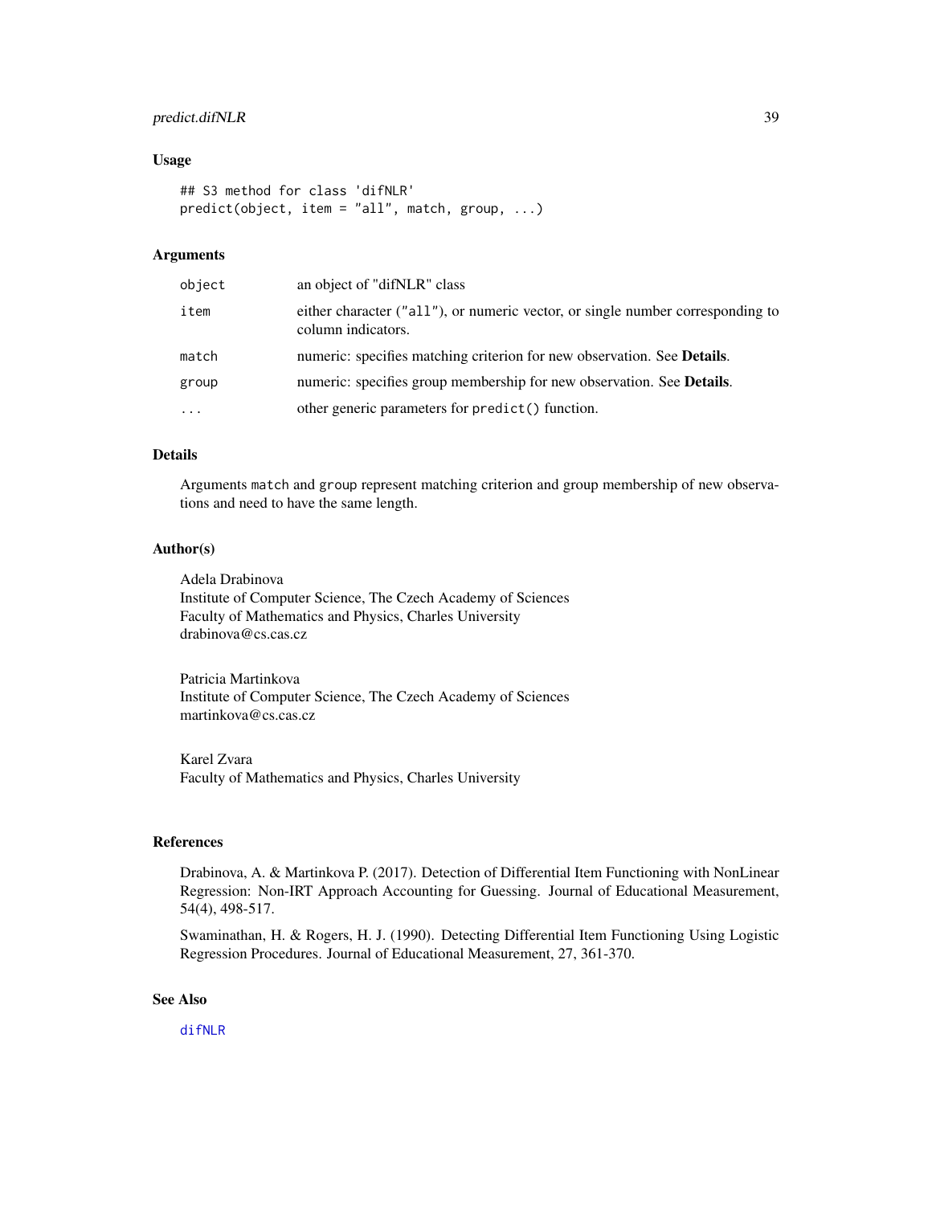### Usage

```
## S3 method for class 'difNLR'
predict(object, item = "all", match, group, ...)
```

### Arguments

| | |
|---|---|
| object | an object of "difNLR" class |
| item | either character ("all"), or numeric vector, or single number corresponding to column indicators. |
| match | numeric: specifies matching criterion for new observation. See **Details**. |
| group | numeric: specifies group membership for new observation. See **Details**. |
| ... | other generic parameters for predict() function. |

### Details

Arguments match and group represent matching criterion and group membership of new observations and need to have the same length.

### Author(s)

Adela Drabinova
Institute of Computer Science, The Czech Academy of Sciences
Faculty of Mathematics and Physics, Charles University
drabinova@cs.cas.cz

Patricia Martinkova
Institute of Computer Science, The Czech Academy of Sciences
martinkova@cs.cas.cz

Karel Zvara
Faculty of Mathematics and Physics, Charles University

### References

Drabinova, A. & Martinkova P. (2017). Detection of Differential Item Functioning with NonLinear Regression: Non-IRT Approach Accounting for Guessing. Journal of Educational Measurement, 54(4), 498-517.

Swaminathan, H. & Rogers, H. J. (1990). Detecting Differential Item Functioning Using Logistic Regression Procedures. Journal of Educational Measurement, 27, 361-370.

### See Also

difNLR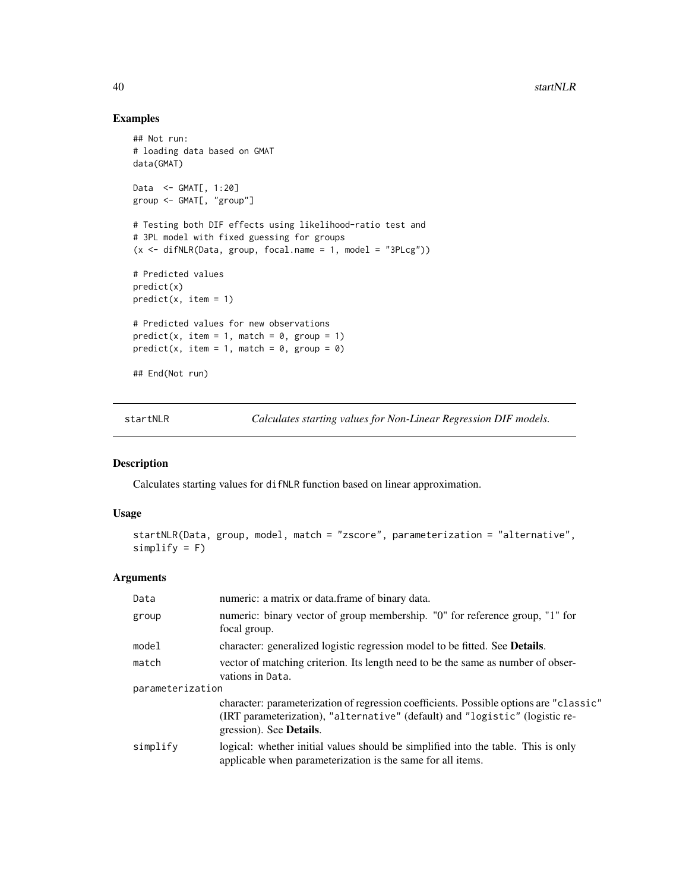## Examples

```
## Not run:
# loading data based on GMAT
data(GMAT)

Data  <- GMAT[, 1:20]
group <- GMAT[, "group"]

# Testing both DIF effects using likelihood-ratio test and
# 3PL model with fixed guessing for groups
(x <- difNLR(Data, group, focal.name = 1, model = "3PLcg"))

# Predicted values
predict(x)
predict(x, item = 1)

# Predicted values for new observations
predict(x, item = 1, match = 0, group = 1)
predict(x, item = 1, match = 0, group = 0)

## End(Not run)
```

---

# startNLR *Calculates starting values for Non-Linear Regression DIF models.*

---

## Description

Calculates starting values for difNLR function based on linear approximation.

## Usage

```
startNLR(Data, group, model, match = "zscore", parameterization = "alternative",
simplify = F)
```

## Arguments

| | |
|---|---|
| Data | numeric: a matrix or data.frame of binary data. |
| group | numeric: binary vector of group membership. "0" for reference group, "1" for focal group. |
| model | character: generalized logistic regression model to be fitted. See **Details**. |
| match | vector of matching criterion. Its length need to be the same as number of observations in Data. |
| parameterization | character: parameterization of regression coefficients. Possible options are "classic" (IRT parameterization), "alternative" (default) and "logistic" (logistic regression). See **Details**. |
| simplify | logical: whether initial values should be simplified into the table. This is only applicable when parameterization is the same for all items. |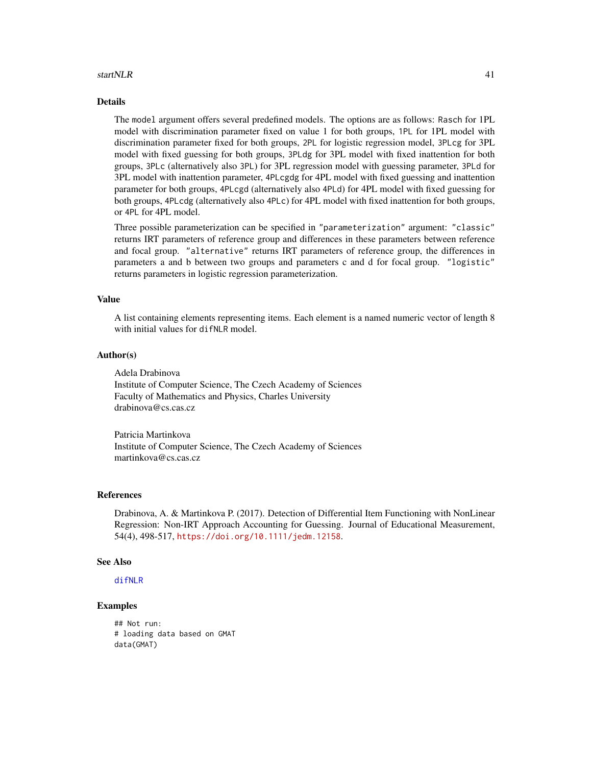## Details

The `model` argument offers several predefined models. The options are as follows: `Rasch` for 1PL model with discrimination parameter fixed on value 1 for both groups, `1PL` for 1PL model with discrimination parameter fixed for both groups, `2PL` for logistic regression model, `3PLcg` for 3PL model with fixed guessing for both groups, `3PLdg` for 3PL model with fixed inattention for both groups, `3PLc` (alternatively also `3PL`) for 3PL regression model with guessing parameter, `3PLd` for 3PL model with inattention parameter, `4PLcgdg` for 4PL model with fixed guessing and inattention parameter for both groups, `4PLcgd` (alternatively also `4PLd`) for 4PL model with fixed guessing for both groups, `4PLcdg` (alternatively also `4PLc`) for 4PL model with fixed inattention for both groups, or `4PL` for 4PL model.

Three possible parameterization can be specified in `"parameterization"` argument: `"classic"` returns IRT parameters of reference group and differences in these parameters between reference and focal group. `"alternative"` returns IRT parameters of reference group, the differences in parameters a and b between two groups and parameters c and d for focal group. `"logistic"` returns parameters in logistic regression parameterization.

## Value

A list containing elements representing items. Each element is a named numeric vector of length 8 with initial values for `difNLR` model.

## Author(s)

Adela Drabinova
Institute of Computer Science, The Czech Academy of Sciences
Faculty of Mathematics and Physics, Charles University
drabinova@cs.cas.cz

Patricia Martinkova
Institute of Computer Science, The Czech Academy of Sciences
martinkova@cs.cas.cz

## References

Drabinova, A. & Martinkova P. (2017). Detection of Differential Item Functioning with NonLinear Regression: Non-IRT Approach Accounting for Guessing. Journal of Educational Measurement, 54(4), 498-517, https://doi.org/10.1111/jedm.12158.

## See Also

`difNLR`

## Examples

```
## Not run:
# loading data based on GMAT
data(GMAT)
```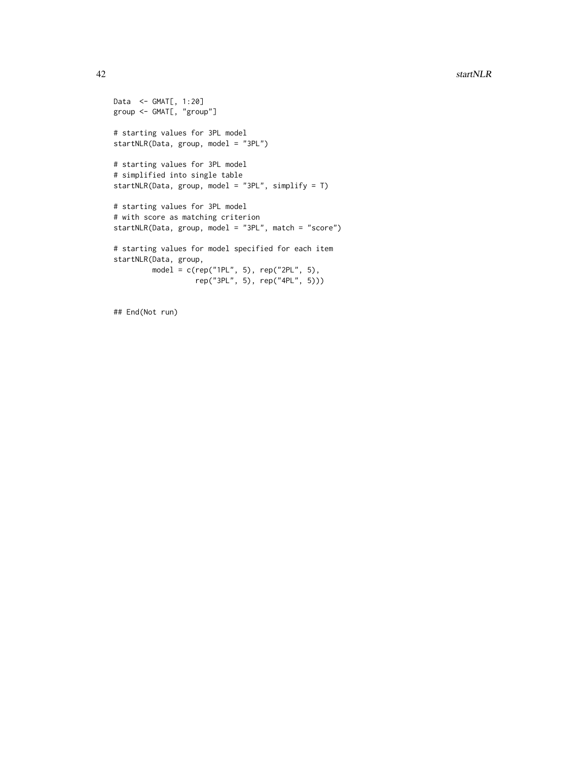```
Data  <- GMAT[, 1:20]
group <- GMAT[, "group"]

# starting values for 3PL model
startNLR(Data, group, model = "3PL")

# starting values for 3PL model
# simplified into single table
startNLR(Data, group, model = "3PL", simplify = T)

# starting values for 3PL model
# with score as matching criterion
startNLR(Data, group, model = "3PL", match = "score")

# starting values for model specified for each item
startNLR(Data, group,
         model = c(rep("1PL", 5), rep("2PL", 5),
                   rep("3PL", 5), rep("4PL", 5)))


## End(Not run)
```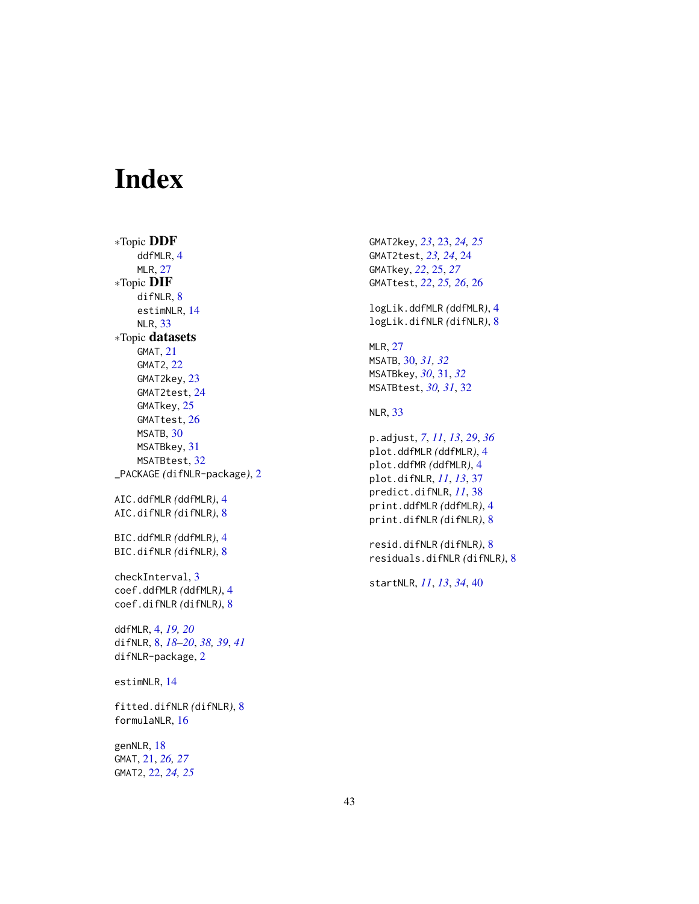# Index

∗Topic **DDF**
ddfMLR, 4
MLR, 27

∗Topic **DIF**
difNLR, 8
estimNLR, 14
NLR, 33

∗Topic **datasets**
GMAT, 21
GMAT2, 22
GMAT2key, 23
GMAT2test, 24
GMATkey, 25
GMATtest, 26
MSATB, 30
MSATBkey, 31
MSATBtest, 32

_PACKAGE *(*difNLR-package*)*, 2

AIC.ddfMLR *(*ddfMLR*)*, 4
AIC.difNLR *(*difNLR*)*, 8

BIC.ddfMLR *(*ddfMLR*)*, 4
BIC.difNLR *(*difNLR*)*, 8

checkInterval, 3
coef.ddfMLR *(*ddfMLR*)*, 4
coef.difNLR *(*difNLR*)*, 8

ddfMLR, 4, *19, 20*
difNLR, 8, *18–20*, *38, 39*, *41*
difNLR-package, 2

estimNLR, 14

fitted.difNLR *(*difNLR*)*, 8
formulaNLR, 16

genNLR, 18
GMAT, 21, *26, 27*
GMAT2, 22, *24, 25*
GMAT2key, *23*, 23, *24, 25*
GMAT2test, *23, 24*, 24
GMATkey, *22*, 25, *27*
GMATtest, *22*, *25, 26*, 26

logLik.ddfMLR *(*ddfMLR*)*, 4
logLik.difNLR *(*difNLR*)*, 8

MLR, 27
MSATB, 30, *31, 32*
MSATBkey, *30*, 31, *32*
MSATBtest, *30, 31*, 32

NLR, 33

p.adjust, *7*, *11*, *13*, *29*, *36*
plot.ddfMLR *(*ddfMLR*)*, 4
plot.ddfMR *(*ddfMLR*)*, 4
plot.difNLR, *11*, *13*, 37
predict.difNLR, *11*, 38
print.ddfMLR *(*ddfMLR*)*, 4
print.difNLR *(*difNLR*)*, 8

resid.difNLR *(*difNLR*)*, 8
residuals.difNLR *(*difNLR*)*, 8

startNLR, *11*, *13*, *34*, 40